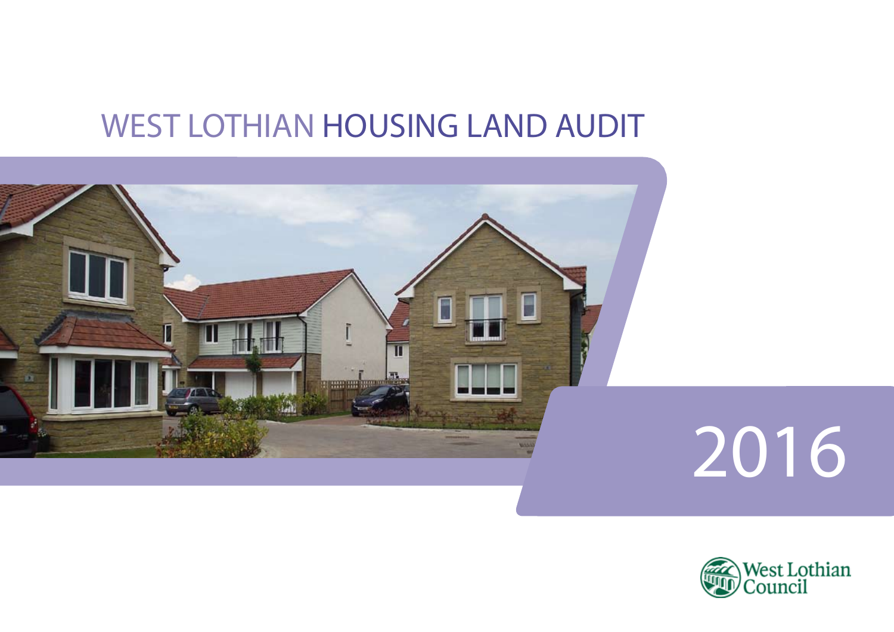# WEST LOTHIAN HOUSING LAND AUDIT

2016

West Lothian Council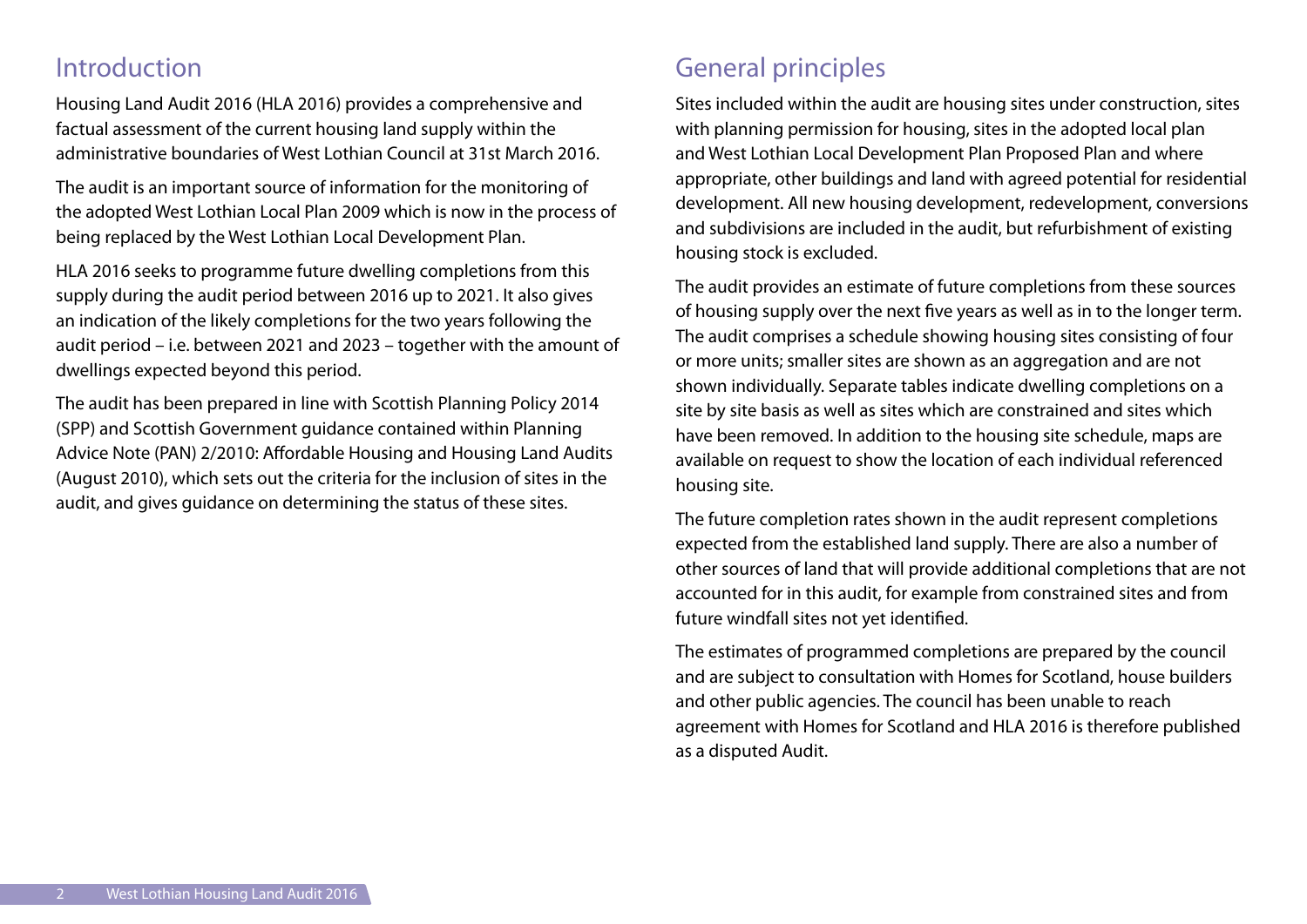## Introduction

Housing Land Audit 2016 (HLA 2016) provides a comprehensive and factual assessment of the current housing land supply within the administrative boundaries of West Lothian Council at 31st March 2016.

The audit is an important source of information for the monitoring of the adopted West Lothian Local Plan 2009 which is now in the process of being replaced by the West Lothian Local Development Plan.

HLA 2016 seeks to programme future dwelling completions from this supply during the audit period between 2016 up to 2021. It also gives an indication of the likely completions for the two years following the audit period – i.e. between 2021 and 2023 – together with the amount of dwellings expected beyond this period.

The audit has been prepared in line with Scottish Planning Policy 2014 (SPP) and Scottish Government guidance contained within Planning Advice Note (PAN) 2/2010: Affordable Housing and Housing Land Audits (August 2010), which sets out the criteria for the inclusion of sites in the audit, and gives guidance on determining the status of these sites.

## General principles

Sites included within the audit are housing sites under construction, sites with planning permission for housing, sites in the adopted local plan and West Lothian Local Development Plan Proposed Plan and where appropriate, other buildings and land with agreed potential for residential development. All new housing development, redevelopment, conversions and subdivisions are included in the audit, but refurbishment of existing housing stock is excluded.

The audit provides an estimate of future completions from these sources of housing supply over the next five years as well as in to the longer term. The audit comprises a schedule showing housing sites consisting of four or more units; smaller sites are shown as an aggregation and are not shown individually. Separate tables indicate dwelling completions on a site by site basis as well as sites which are constrained and sites which have been removed. In addition to the housing site schedule, maps are available on request to show the location of each individual referenced housing site.

The future completion rates shown in the audit represent completions expected from the established land supply. There are also a number of other sources of land that will provide additional completions that are not accounted for in this audit, for example from constrained sites and from future windfall sites not yet identified.

The estimates of programmed completions are prepared by the council and are subject to consultation with Homes for Scotland, house builders and other public agencies. The council has been unable to reach agreement with Homes for Scotland and HLA 2016 is therefore published as a disputed Audit.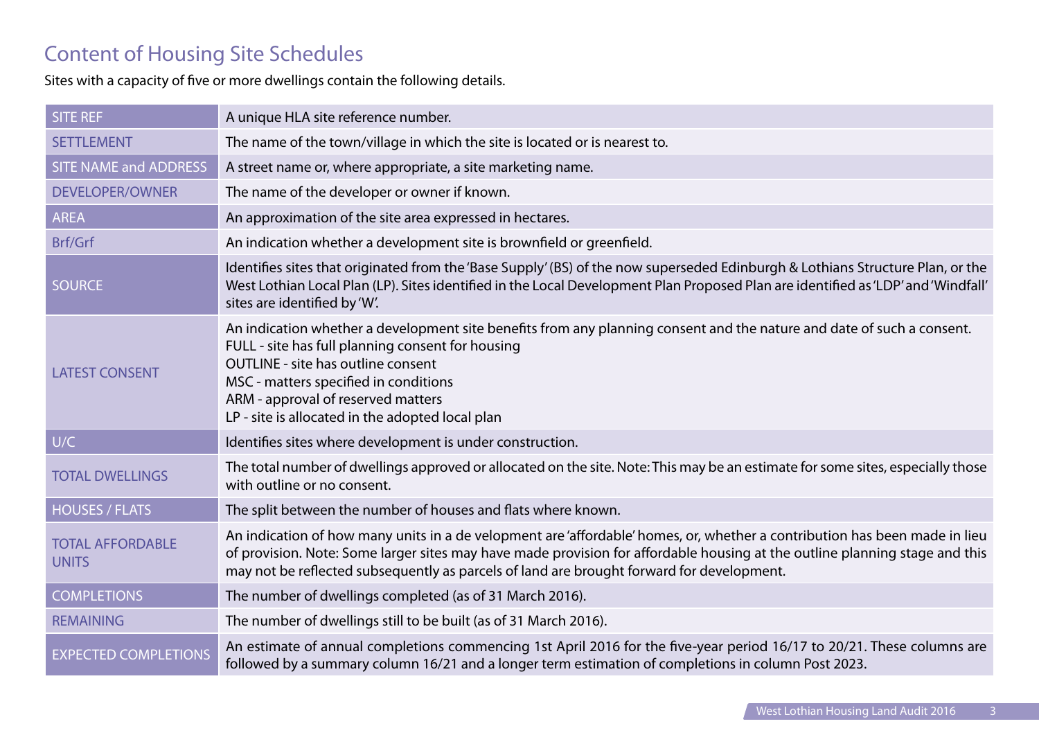# Content of Housing Site Schedules

Sites with a capacity of five or more dwellings contain the following details.

| | |
|---|---|
| SITE REF | A unique HLA site reference number. |
| SETTLEMENT | The name of the town/village in which the site is located or is nearest to. |
| SITE NAME and ADDRESS | A street name or, where appropriate, a site marketing name. |
| DEVELOPER/OWNER | The name of the developer or owner if known. |
| AREA | An approximation of the site area expressed in hectares. |
| Brf/Grf | An indication whether a development site is brownfield or greenfield. |
| SOURCE | Identifies sites that originated from the 'Base Supply' (BS) of the now superseded Edinburgh & Lothians Structure Plan, or the West Lothian Local Plan (LP). Sites identified in the Local Development Plan Proposed Plan are identified as 'LDP' and 'Windfall' sites are identified by 'W'. |
| LATEST CONSENT | An indication whether a development site benefits from any planning consent and the nature and date of such a consent.<br>FULL - site has full planning consent for housing<br>OUTLINE - site has outline consent<br>MSC - matters specified in conditions<br>ARM - approval of reserved matters<br>LP - site is allocated in the adopted local plan |
| U/C | Identifies sites where development is under construction. |
| TOTAL DWELLINGS | The total number of dwellings approved or allocated on the site. Note: This may be an estimate for some sites, especially those with outline or no consent. |
| HOUSES / FLATS | The split between the number of houses and flats where known. |
| TOTAL AFFORDABLE UNITS | An indication of how many units in a de velopment are 'affordable' homes, or, whether a contribution has been made in lieu of provision. Note: Some larger sites may have made provision for affordable housing at the outline planning stage and this may not be reflected subsequently as parcels of land are brought forward for development. |
| COMPLETIONS | The number of dwellings completed (as of 31 March 2016). |
| REMAINING | The number of dwellings still to be built (as of 31 March 2016). |
| EXPECTED COMPLETIONS | An estimate of annual completions commencing 1st April 2016 for the five-year period 16/17 to 20/21. These columns are followed by a summary column 16/21 and a longer term estimation of completions in column Post 2023. |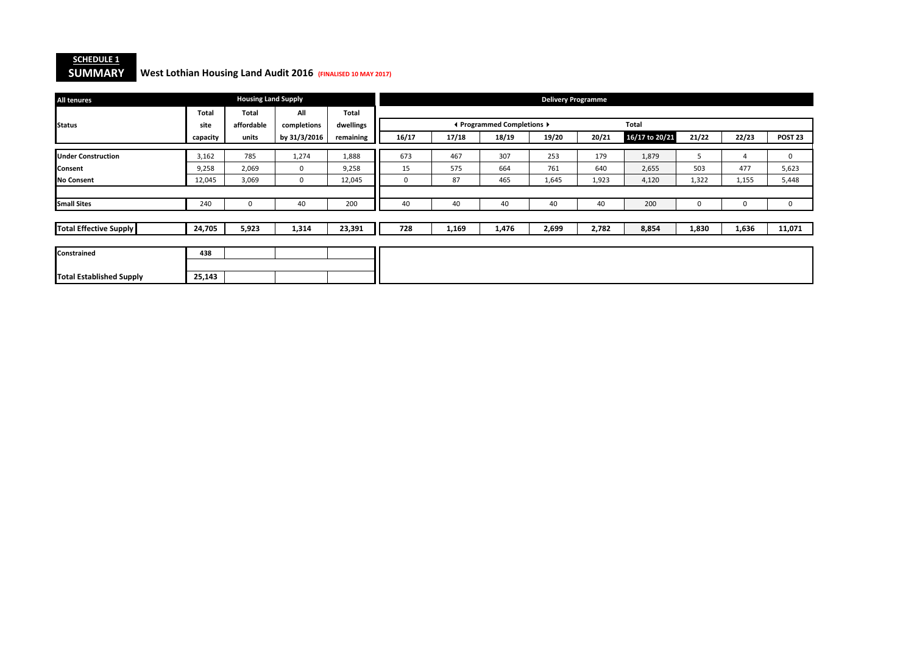**SCHEDULE 1**

## SUMMARY West Lothian Housing Land Audit 2016 (FINALISED 10 MAY 2017)

| All tenures | Housing Land Supply | | | | Delivery Programme | | | | | | | | |
|---|---|---|---|---|---|---|---|---|---|---|---|---|---|
| Status | Total site capacity | Total affordable units | All completions by 31/3/2016 | Total dwellings remaining | ◄ Programmed Completions ► 16/17 | 17/18 | 18/19 | 19/20 | 20/21 | Total 16/17 to 20/21 | 21/22 | 22/23 | POST 23 |
| Under Construction | 3,162 | 785 | 1,274 | 1,888 | 673 | 467 | 307 | 253 | 179 | 1,879 | 5 | 4 | 0 |
| Consent | 9,258 | 2,069 | 0 | 9,258 | 15 | 575 | 664 | 761 | 640 | 2,655 | 503 | 477 | 5,623 |
| No Consent | 12,045 | 3,069 | 0 | 12,045 | 0 | 87 | 465 | 1,645 | 1,923 | 4,120 | 1,322 | 1,155 | 5,448 |
| Small Sites | 240 | 0 | 40 | 200 | 40 | 40 | 40 | 40 | 40 | 200 | 0 | 0 | 0 |
| **Total Effective Supply** | **24,705** | **5,923** | **1,314** | **23,391** | **728** | **1,169** | **1,476** | **2,699** | **2,782** | **8,854** | **1,830** | **1,636** | **11,071** |
| **Constrained** | **438** | | | | | | | | | | | | |
| **Total Established Supply** | **25,143** | | | | | | | | | | | | |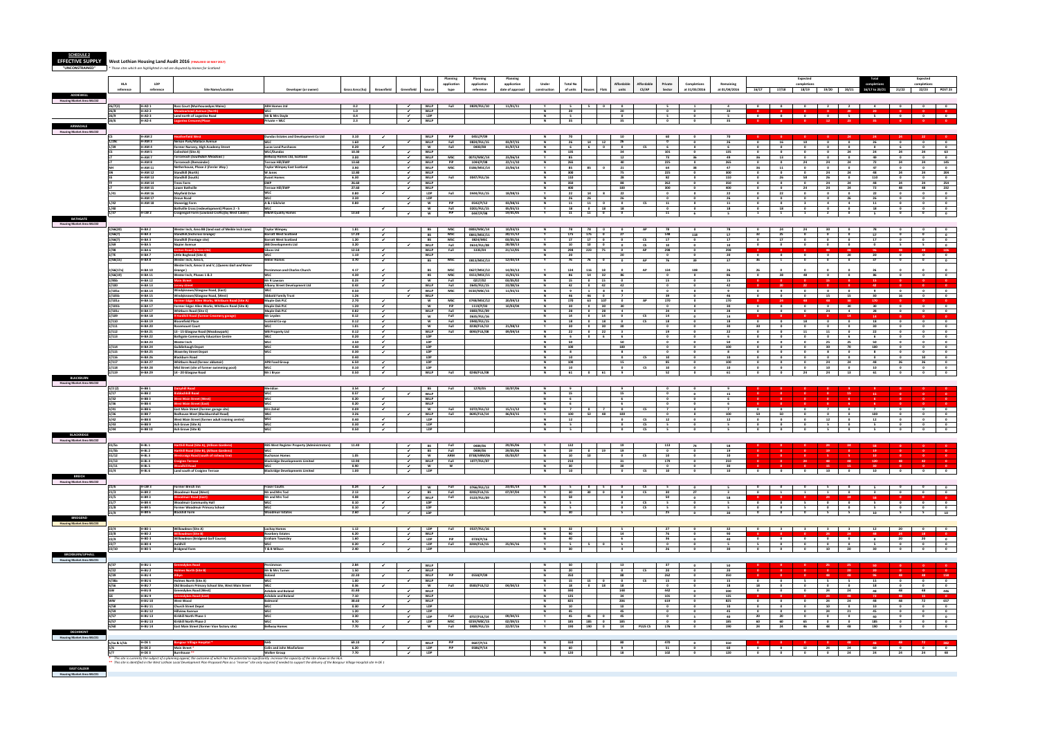**SCHEDULE 2**

**EFFECTIVE SUPPLY** West Lothian Housing Land Audit 2016 (FINALISED 10 MAY 2017)

**"UNCONSTRAINED"** * Those sites which are highlighted in red are disputed by Homes for Scotland

| HLA reference | LDP reference | Site Name/Location | Developer (or owner) | Gross Area (ha) | Brownfield | Greenfield | Source | Planning application type | Planning application reference | Planning application date of approval | Under construction | Total No of units | Houses | Flats | Affordable units | Affordable CS/AP | Private Sector | Completions at 31/03/2016 | Remaining at 01/04/2016 | Expected completions 16/17 | 17/18 | 18/19 | 19/20 | 20/21 | Total completions 16/17 to 20/21 | Expected completions 21/22 | 22/23 | POST 23 |
|---|---|---|---|---|---|---|---|---|---|---|---|---|---|---|---|---|---|---|---|---|---|---|---|---|---|---|---|---|
| **ADDIEWELL** | **Housing Market Area WLC03** | | | | | | | | | | | | | | | | | | | | | | | | | | | |
| 26/7(2) | H-AD 1 | Ross Court (Muirhousedykes Mains) | ABH Homes Ltd | 0.2 | | ✓ | WLLP | Full | 0829/FUL/10 | 11/01/11 | Y | 5 | 5 | 0 | 0 | | 5 | 1 | 4 | 0 | 0 | 0 | 2 | 2 | 4 | 0 | 0 | 0 |
| 26/8 | H-AD 2 | Meadowhead Avenue (North) | WLC | 1.0 | | ✓ | WLLP | | | | N | 20 | | | 20 | | 0 | 0 | 20 | 0 | 0 | 0 | 0 | 20 | 20 | 0 | 0 | 0 |
| 26/9 | H-AD 3 | Land north of Loganlea Road | Mr & Mrs Doyle | 0.4 | | ✓ | LDP | | | | N | 5 | | | 0 | | 5 | 0 | 5 | 0 | 0 | 0 | 0 | 5 | 5 | 0 | 0 | 0 |
| 26/6 | H-AD 4 | Loganlea Crescent/Place | Private + WLC | 2.3 | | ✓ | WLLP | | | | N | 35 | | | 35 | | 0 | 0 | 35 | 0 | 0 | 0 | 12 | 23 | 35 | 0 | 0 | 0 |
| **ARMADALE** | **Housing Market Area WLC03** | | | | | | | | | | | | | | | | | | | | | | | | | | | |
| CS | H-AM 2 | Southdale Farm West | Dundas Estates and Development Co Ltd | 3.10 | ✓ | | WLLP | PiP | 0451/P/08 | | N | 70 | | | 10 | | 60 | 0 | 70 | 0 | 0 | 0 | 0 | 24 | 24 | 24 | 22 | 0 |
| 2/26c | H-AM 3 | Nelson Park/Wallace Avenue | WLC | 1.60 | | ✓ | WLLP | Full | 0826/FUL/15 | 03/07/15 | N | 26 | 14 | 12 | 26 | | 0 | 0 | 26 | 0 | 16 | 10 | 0 | 0 | 26 | 0 | 0 | 0 |
| 1/18 | H-AM 4 | Former Nursery, High Academy Street | Lucas Land Purchases | 0.20 | ✓ | | W | Full | 0403/08 | 01/07/13 | N | 6 | 6 | 0 | 0 | CS | 6 | 0 | 6 | 0 | 0 | 0 | 0 | 0 | 0 | 6 | 0 | 0 |
| CS | H-AM 5 | Colinshiel (Site A) | WLC/Dundas | 10.00 | | ✓ | WLLP | | | | N | 135 | | | 34 | | 101 | 0 | 135 | 0 | 0 | 0 | 0 | 24 | 24 | 24 | 24 | 63 |
| LT | H-AM 7 | Tarrareoch (Southdale Meadows) | Bellway Homes Ltd, Scotland | 3.00 | | ✓ | WLLP | MSC | 0073/MSC/15 | 23/06/14 | Y | 85 | | | 12 | | 73 | 36 | 49 | 36 | 13 | 0 | 0 | 0 | 49 | 0 | 0 | 0 |
| LT | H-AM 8 | Tarrareoch (Remainder) | Tarrace Hill/EWP | 13.60 | | ✓ | WLLP | PiP | 1044/P/08 | 22/11/10 | N | 265 | | | 40 | | 225 | 0 | 265 | 0 | 0 | 24 | 24 | 24 | 72 | 24 | 24 | 145 |
| NH | H-AM 11 | Netherhouse, Phase 2 (Ferrier Way) | Taylor Wimpey East Scotland | 3.90 | | ✓ | WLLP | MSC | 0106/MSC/14 | 23/06/14 | Y | 85 | 85 | 0 | 21 | | 64 | 38 | 47 | 36 | 11 | 0 | 0 | 0 | 47 | 0 | 0 | 0 |
| DN | H-AM 12 | Standhill (North) | W Jones | 12.00 | | ✓ | WLLP | | | | N | 300 | | | 75 | | 225 | 0 | 300 | 0 | 0 | 0 | 24 | 24 | 48 | 24 | 24 | 204 |
| SS | H-AM 13 | Standhill (South) | Avant Homes | 6.30 | | ✓ | WLLP | Full | 0047/FUL/16 | | N | 110 | | | 28 | | 82 | 0 | 110 | 0 | 26 | 58 | 26 | 0 | 110 | 0 | 0 | 0 |
| TF | H-AM 14 | Trees Farm | EWP | 26.60 | | ✓ | WLLP | | | | N | 350 | | | 88 | | 262 | 0 | 350 | 0 | 0 | 0 | 24 | 24 | 48 | 24 | 24 | 254 |
| LT | H-AM 15 | Lower Bathville | Tarrace Hill/EWP | 27.60 | | ✓ | WLLP | | | | N | 400 | | | 100 | | 300 | 0 | 400 | 0 | 0 | 24 | 24 | 24 | 72 | 48 | 48 | 232 |
| 1/41 | H-AM 16 | Mayfield Drive | WLC | 0.80 | ✓ | | LDP | Full | 0444/FUL/15 | 18/08/15 | Y | 22 | 14 | 8 | 22 | | 0 | 0 | 22 | 0 | 22 | 0 | 0 | 0 | 22 | 0 | 0 | 0 |
| | H-AM 17 | Drove Road | WLC | 3.30 | | ✓ | LDP | | | | N | 26 | 26 | | 26 | | 0 | 0 | 26 | 0 | 0 | 0 | 0 | 26 | 26 | 0 | 0 | 0 |
| 1/42 | H-AM 18 | Stonerigg Farm | A & J Gilchrist | 0.80 | | ✓ | W | PiP | 0582/P/12 | 03/08/13 | N | 11 | 11 | 0 | 0 | CS | 11 | 0 | 11 | 0 | 0 | 3 | 4 | 4 | 11 | 0 | 0 | 0 |
| 1/40 | | Bathville Cross (redevelopment) Phases 2 - 5 | WLC | | ✓ | | W | Full | 0201/FUL/15 | 05/05/15 | Y | 18 | 0 | 18 | 18 | | 0 | 0 | 18 | 0 | 18 | 0 | 0 | 0 | 18 | 0 | 0 | 0 |
| 1/37 | H-LW 2 | Craigengall Farm (Lowland Crofts) (by West Calder) | M&M Quality Homes | 13.60 | | ✓ | W | PiP | 0467/P/08 | 19/05/09 | Y | 11 | 11 | 0 | 0 | | 11 | 6 | 5 | 1 | 1 | 1 | 2 | 0 | 5 | 0 | 0 | 0 |
| **BATHGATE** | **Housing Market Area WLC01** | | | | | | | | | | | | | | | | | | | | | | | | | | | |
| 2/56(20) | H-BA 2 | Wester Inch, Area 8B (land east of Meikle Inch Lane) | Taylor Wimpey | 1.81 | ✓ | | BS | MSC | 0883/MSC/15 | 10/03/15 | N | 78 | 78 | 0 | 0 | AP | 78 | 0 | 78 | 0 | 24 | 24 | 30 | 0 | 78 | 0 | 0 | 0 |
| 2/56(7) | H-BA 3 | Standhill (Inchcross Grange) | Barratt West Scotland | 17.20 | ✓ | | BS | MSC | 0841/MSC/11 | 20/11/12 | Y | 175 | 175 | 0 | 27 | | 148 | 118 | 57 | 32 | 25 | 0 | 0 | 0 | 57 | 0 | 0 | 0 |
| 2/56(7) | H-BA 4 | Standhill (Frontage site) | Barratt West Scotland | 1.20 | ✓ | | BS | MSC | 0824/MSC | 08/05/16 | Y | 17 | 17 | 0 | 0 | CS | 17 | 0 | 17 | 0 | 17 | 0 | 0 | 0 | 17 | 0 | 0 | 0 |
| 2/48 | H-BA 5 | Napier Avenue | BBB Developments Ltd | 3.20 | | ✓ | WLLP | Full | 0614/FUL/08 | 28/08/13 | N | 10 | 10 | 0 | 0 | CS | 10 | 0 | 10 | 0 | 0 | 0 | 0 | 0 | 0 | 5 | 5 | 0 |
| 2/98 | H-BA 6 | Easton Road (Sibcas site) | Sibcas Ltd | 12.50 | ✓ | | WLLP | Full | 1205/04 | 21/12/06 | N | 298 | 223 | 75 | 0 | AP | 298 | 0 | 298 | 0 | 0 | 0 | 48 | 48 | 96 | 48 | 48 | 106 |
| 2/76 | H-BA 7 | Little Boghead (Site 2) | WLC | 1.10 | ✓ | | WLLP | | | | N | 20 | | | 20 | | 0 | 0 | 20 | 0 | 0 | 0 | 0 | 20 | 20 | 0 | 0 | 0 |
| 2/56(15) | H-BA 8 | Wester Inch, Area 5 | Miller Homes | 3.70 | ✓ | | BS | MSC | 0813/MSC/12 | 12/09/14 | Y | 76 | 76 | 0 | 0 | AP | 76 | 39 | 37 | 37 | 0 | 0 | 0 | 0 | 37 | 0 | 0 | 0 |
| 2/56(17a) | H-BA 10 | Wester Inch, Areas U and V, (Queens Gait and Keiver Grange) | Persimmon and Charles Church | 4.17 | ✓ | | BS | MSC | 0627/MSC/12 | 14/03/13 | Y | 134 | 116 | 18 | 0 | AP | 134 | 108 | 26 | 26 | 0 | 0 | 0 | 0 | 26 | 0 | 0 | 0 |
| 2/56(19) | H-BA 11 | Wester Inch, Phases 1 & 2 | WLC | 4.30 | ✓ | | BS | MSC | 0151/MSC/15 | 15/05/15 | N | 86 | 54 | 32 | 86 | | 0 | 0 | 86 | 0 | 38 | 48 | 0 | 0 | 86 | 0 | 0 | 0 |
| 2/906 | H-BA 12 | Kirk Road | Mr R Lawson | 0.26 | ✓ | | W | Full | 0217/02 | 03/05/02 | N | 15 | 0 | 15 | 0 | | 15 | 0 | 15 | 0 | 0 | 0 | 0 | 15 | 15 | 0 | 0 | 0 |
| 2/100 | H-BA 13 | Jarvey Street | Albany Street Development Ltd | 0.43 | ✓ | | WLLP | Full | 0646/FUL/15 | 23/08/16 | N | 42 | 0 | 42 | 42 | | 0 | 0 | 42 | 0 | 20 | 22 | 0 | 0 | 42 | 0 | 0 | 0 |
| 2/101a | H-BA 14 | Windyknowe/Glasgow Road, (East) | WLC | 0.50 | | ✓ | WLLP | MSC | 0130/MSC/15 | 11/05/15 | N | 9 | 9 | 0 | 9 | | 0 | 0 | 9 | 0 | 9 | 0 | 0 | 0 | 9 | 0 | 0 | 0 |
| 2/101b | H-BA 15 | Windyknowe/Glasgow Road, (West) | Sibbald Family Trust | 1.26 | | ✓ | WLLP | | | | N | 46 | 46 | 0 | 7 | | 39 | 0 | 46 | 0 | 0 | 0 | 15 | 15 | 30 | 16 | 0 | 0 |
| 2/101c | H-BA 16 | Former Edgar Allen Works, Whitburn Road (Site A) | Maple Oak PLC | 2.70 | ✓ | | W | MSC | 0749/MSC/12 | 20/09/13 | N | 170 | 63 | 107 | 0 | AP | 170 | 0 | 170 | 0 | 24 | 48 | 48 | 50 | 170 | 0 | 0 | 0 |
| 2/101b | H-BA 17 | Former Edgar Allen Works, Whitburn Road (Site B) | Maple Oak PLC | 1.20 | ✓ | | W | PiP | 1129/P/02 | 10/03/04 | N | 30 | 0 | 30 | 30 | | 0 | 0 | 30 | 0 | 0 | 0 | 0 | 30 | 30 | 0 | 0 | 0 |
| 2/101c | H-BA 17 | Whitburn Road (Site C) | Maple Oak PLC | 0.82 | ✓ | | WLLP | Full | 0882/FUL/09 | | N | 28 | 0 | 28 | 4 | | 24 | 0 | 28 | 0 | 0 | 0 | 24 | 4 | 28 | 0 | 0 | 0 |
| 2/109 | H-BA 18 | 8 Hardhill Road (former Creamery garage) | NV Leyden | 0.12 | ✓ | | W | Full | 0645/FUL/16 | | N | 14 | 0 | 14 | 0 | CS | 14 | 0 | 14 | 0 | 0 | 0 | 0 | 14 | 14 | 0 | 0 | 0 |
| 2/110 | H-BA 19 | Bloomfield Place | Scotmid Co-op | 0.12 | ✓ | | W | Full | 0948/FUL/15 | | N | 18 | 0 | 18 | 0 | CS | 18 | 0 | 18 | 0 | 0 | 18 | 0 | 0 | 18 | 0 | 0 | 0 |
| 2/111 | H-BA 20 | Rosemount Court | WLC | 1.01 | ✓ | | W | | | | N | 30 | 0 | 30 | 30 | | 0 | 0 | 30 | 30 | 0 | 0 | 0 | 0 | 30 | 0 | 0 | 0 |
| 2/112 | H-BA 21 | 13 - 15 Glasgow Road (Meadowpark) | WB Property Ltd | 0.12 | ✓ | | WLLP | Full | 0093/FUL/08 | 09/04/14 | N | 22 | 0 | 22 | 3 | | 19 | 0 | 22 | 0 | 0 | 11 | 11 | 0 | 22 | 0 | 0 | 0 |
| 2/113 | H-BA 22 | Bathgate Community Education Centre | WLC | 0.20 | ✓ | | LDP | | | | N | 6 | 0 | 6 | 6 | | 0 | 0 | 6 | 0 | 0 | 0 | 6 | 0 | 6 | 0 | 0 | 0 |
| | H-BA 23 | Wester Inch | WLC | 3.50 | ✓ | | LDP | | | | N | 50 | | | 50 | | 0 | 0 | 50 | 0 | 0 | 0 | 25 | 25 | 50 | 0 | 0 | 0 |
| 2/114 | H-BA 24 | Guildiehaugh Depot | WLC | 4.40 | ✓ | | LDP | | | | N | 100 | | | 100 | | 0 | 0 | 100 | 0 | 0 | 0 | 30 | 70 | 100 | 0 | 0 | 0 |
| 2/115 | H-BA 25 | Waverley Street Depot | WLC | 0.30 | ✓ | | LDP | | | | N | 8 | | | 8 | | 0 | 0 | 8 | 0 | 0 | 0 | 0 | 8 | 8 | 0 | 0 | 0 |
| 2/116 | H-BA 26 | Blackburn Road | | 0.40 | | | LDP | | | | N | 10 | | | 0 | CS | 10 | 0 | 10 | 0 | 0 | 0 | 0 | 0 | 0 | 10 | 0 | 0 |
| 2/117 | H-BA 27 | Whitburn Road (former abbatoir) | RPB Food Group | 6.50 | ✓ | | LDP | | | | N | 100 | | | 15 | | 85 | 0 | 100 | 0 | 0 | 0 | 24 | 24 | 48 | 26 | 26 | 0 |
| 2/118 | H-BA 28 | Mid Street (site of former swimming pool) | WLC | 0.10 | ✓ | | LDP | | | | N | 10 | | | 0 | CS | 10 | 0 | 10 | 0 | 0 | 0 | 10 | 0 | 10 | 0 | 0 | 0 |
| 2/119 | H-BA 29 | 14 - 20 Glasgow Road | Mr J Bryce | 0.50 | ✓ | | WLLP | Full | 0249/FUL/08 | | N | 61 | 0 | 61 | 9 | | 52 | 0 | 61 | 0 | 0 | 24 | 24 | 13 | 61 | 0 | 0 | 0 |
| **BLACKBURN** | **Housing Market Area WLC01** | | | | | | | | | | | | | | | | | | | | | | | | | | | |
| 4/4(2) | H-BB 1 | Daisyhill Road | Meridian | 3.54 | ✓ | | BS | Full | 1270/05 | 18/07/06 | N | 9 | | | 9 | | 0 | 0 | 9 | 0 | 0 | 0 | 0 | 9 | 9 | 0 | 0 | 0 |
| 3/17 | H-BB 2 | Riddochhill Road | WLC | 0.57 | | ✓ | WLLP | | | | N | 15 | | | 15 | | 0 | 0 | 15 | 0 | 0 | 0 | 0 | 15 | 15 | 0 | 0 | 0 |
| 3/32 | H-BB 3 | West Main Street (West) | WLC | 0.20 | | ✓ | WLLP | | | | N | 6 | | | 6 | | 0 | 0 | 6 | 0 | 0 | 0 | 0 | 6 | 6 | 0 | 0 | 0 |
| 3/36 | H-BB 4 | West Main Street (East) | WLC | 0.20 | | ✓ | WLLP | | | | N | 6 | | | 6 | | 0 | 0 | 6 | 0 | 0 | 0 | 0 | 6 | 6 | 0 | 0 | 0 |
| 3/41 | H-BB 6 | East Main Street (former garage site) | Mrs Zahid | 0.09 | ✓ | | W | Full | 0272/FUL/12 | 15/11/12 | N | 7 | 0 | 7 | 0 | CS | 7 | 0 | 7 | 0 | 0 | 0 | 7 | 0 | 7 | 0 | 0 | 0 |
| 3/26 | H-BB 7 | Redhouse West (Blackburnhall Road) | WLC | 3.26 | | ✓ | WLLP | Full | 0649/FUL/14 | 06/03/15 | Y | 100 | 52 | 48 | 100 | | 0 | 0 | 100 | 50 | 50 | 0 | 0 | 0 | 100 | 0 | 0 | 0 |
| 3/42 | H-BB 8 | West Main Street (former adult training centre) | WLC | 0.40 | ✓ | | LDP | | | | N | 12 | | | 0 | CS | 12 | 0 | 12 | 0 | 0 | 0 | 12 | 0 | 12 | 0 | 0 | 0 |
| 3/43 | H-BB 9 | Ash Grove (Site A) | WLC | 0.30 | ✓ | | LDP | | | | N | 5 | | | 0 | CS | 5 | 0 | 5 | 0 | 0 | 0 | 5 | 0 | 5 | 0 | 0 | 0 |
| 3/44 | H-BB 10 | Ash Grove (Site B) | WLC | 0.50 | ✓ | | LDP | | | | N | 5 | | | 0 | CS | 5 | 0 | 5 | 0 | 0 | 0 | 5 | 0 | 5 | 0 | 0 | 0 |
| **BLACKRIDGE** | **Housing Market Area WLC03** | | | | | | | | | | | | | | | | | | | | | | | | | | | |
| 31/5a | H-BL 1 | Harthill Road (Site A), (Allison Gardens) | RDS West Register Property (Administrators) | 11.40 | | ✓ | BS | Full | 0484/06 | 29/05/06 | Y | 132 | | | 19 | | 113 | 74 | 58 | 0 | 0 | 0 | 24 | 34 | 58 | 0 | 0 | 0 |
| 31/5b | H-BL 2 | Harthill Road (Site B), (Allison Gardens) | WLC | | | ✓ | BS | Full | 0484/06 | 29/05/06 | N | 19 | 0 | 19 | 19 | | 0 | 0 | 19 | 0 | 0 | 0 | 0 | 19 | 19 | 0 | 0 | 0 |
| 31/12 | H-BL 3 | Westcraigs Road (south of railway line) | Buchanan Homes | 1.05 | | ✓ | W | ARM | 0738/ARM/06 | 05/03/07 | N | 10 | 10 | | 0 | CS | 10 | 0 | 10 | 0 | 0 | 0 | 5 | 5 | 10 | 0 | 0 | 0 |
| 31/13 | H-BL 4 | Craiginn Terrace | Blackridge Developments Limited | 12.90 | | ✓ | WLLP | Full | 1077/FUL/07 | | N | 210 | | | 31 | | 179 | 0 | 210 | 0 | 0 | 24 | 48 | 48 | 120 | 48 | 42 | 0 |
| 31/11 | H-BL 5 | Woodhill Road | WLC | 0.90 | | ✓ | W | W | | | N | 30 | | | 30 | | 0 | 0 | 30 | 0 | 0 | 0 | 15 | 15 | 30 | 0 | 0 | 0 |
| 31/6 | H-BL 6 | Land south of Craiginn Terrace | Blackridge Developments Limited | 1.09 | | ✓ | LDP | | | | N | 10 | | | 0 | CS | 10 | 0 | 10 | 0 | 0 | 0 | 10 | 0 | 10 | 0 | 0 | 0 |
| **BREICH** | **Housing Market Area WLC03** | | | | | | | | | | | | | | | | | | | | | | | | | | | |
| 21/6 | H-BR 1 | Former Breich Inn | Fraser Coutts | 0.26 | ✓ | | W | Full | 0766/FUL/13 | 24/03/14 | N | 5 | 5 | 0 | 0 | CS | 5 | 0 | 5 | 0 | 0 | 0 | 5 | 0 | 5 | 0 | 0 | 0 |
| 21/3 | H-BR 2 | Woodmuir Road (West) | Mr and Mrs Toal | 2.13 | | ✓ | BS | Full | 0393/FUL/14 | 07/07/04 | Y | 30 | 30 | 0 | 0 | CS | 30 | 27 | 3 | 0 | 1 | 1 | 1 | 0 | 3 | 0 | 0 | 0 |
| 21/5 | H-BR 3 | Woodmuir Road (East) | Mr and Mrs Toal | 4.00 | | ✓ | WLLP | Full | 0123/FUL/09 | | N | 58 | | | 8 | | 50 | 0 | 58 | 0 | 0 | 0 | 24 | 34 | 58 | 0 | 0 | 0 |
| 21/7 | H-BR 4 | Woodmuir Community Hall | WLC | 0.10 | ✓ | | LDP | | | | N | 5 | | | 0 | CS | 5 | 0 | 5 | 0 | 0 | 0 | 5 | 0 | 5 | 0 | 0 | 0 |
| 21/8 | H-BR 5 | Former Woodmuir Primary School | WLC | 0.10 | ✓ | | LDP | | | | N | 5 | | | 0 | CS | 5 | 0 | 5 | 0 | 0 | 5 | 0 | 0 | 5 | 0 | 0 | 0 |
| 21/9 | H-BR 6 | Blackhill Farm | Woodmuir Estates | 2.80 | | ✓ | LDP | | | | N | 30 | | | 5 | | 25 | 0 | 30 | 0 | 0 | 0 | 5 | 5 | 10 | 5 | 5 | 10 |
| **BRIDGEND** | **Housing Market Area WLC02** | | | | | | | | | | | | | | | | | | | | | | | | | | | |
| 22/4 | H-BD 1 | Willowdean (Site A) | Lochay Homes | 1.12 | | ✓ | LDP | Full | 0167/FUL/16 | | N | 32 | | | 5 | | 27 | 0 | 32 | 0 | 3 | 3 | 3 | 3 | 12 | 20 | 0 | 0 |
| 22/5 | H-BD 2 | Willowdean (Site B) | Rosebery Estates | 6.20 | | ✓ | WLLP | | | | N | 90 | | | 14 | | 76 | 0 | 90 | 0 | 0 | 0 | 24 | 24 | 48 | 24 | 18 | 0 |
| 22/6 | H-BD 3 | Willowdean (Bridgend Golf Course) | Graham Townsley | 1.60 | | ✓ | LDP | PiP | 0739/P/16 | | N | 40 | | | 4 | | 36 | 0 | 40 | 0 | 0 | 0 | 0 | 0 | 0 | 20 | 20 | 0 |
| 22/7 | H-BD 4 | Auldhill | WLC | 0.20 | ✓ | | LDP | Full | 0204/FUL/15 | 25/05/16 | Y | 5 | 5 | 0 | 5 | | 0 | 0 | 5 | 5 | 0 | 0 | 0 | 0 | 5 | 0 | 0 | 0 |
| 22/10 | H-BD 5 | Bridgend Farm | T & B Wilson | 2.40 | | ✓ | LDP | | | | N | 30 | | | 4 | | 26 | 0 | 30 | 0 | 0 | 0 | 10 | 20 | 30 | 0 | 0 | 0 |
| **BROXBURN/UPHALL** | **Housing Market Area WLC01** | | | | | | | | | | | | | | | | | | | | | | | | | | | |
| 4/37 | H-BU 1 | Greendykes Road | Persimmon | 2.84 | | ✓ | WLLP | | | | N | 50 | | | 13 | | 37 | 0 | 50 | 0 | 0 | 0 | 25 | 25 | 50 | 0 | 0 | 0 |
| 4/22 | H-BU 2 | Holmes North (Site B) | Mr & Mrs Turner | 1.50 | | ✓ | WLLP | | | | N | 20 | | | 0 | CS | 20 | 0 | 20 | 0 | 0 | 0 | 0 | 20 | 20 | 0 | 0 | 0 |
| 4/39 | H-BU 4 | Albyn | Boland | 22.30 | | ✓ | WLLP | PiP | 0568/P/08 | | N | 350 | | | 88 | | 262 | 0 | 350 | 0 | 0 | 0 | 48 | 48 | 96 | 48 | 48 | 158 |
| 4/38a | H-BU 6 | Holmes North (Site A) | WLC | 1.00 | | ✓ | WLLP | | | | N | 15 | 15 | 0 | 0 | CS | 15 | 0 | 15 | 0 | 0 | 5 | 5 | 5 | 15 | 0 | 0 | 0 |
| 4/56 | H-BU 7 | Old Broxburn Primary School Site, West Main Street | WLC | 0.46 | ✓ | | W | Full | 0584/FUL/12 | 04/04/13 | Y | 18 | 0 | 18 | 18 | | 0 | 0 | 18 | 18 | 0 | 0 | 0 | 0 | 18 | 0 | 0 | 0 |
| GW | H-BU 8 | Greendykes Road (West) | Ashdale and Boland | 31.80 | | ✓ | WLLP | | | | N | 590 | | | 148 | | 442 | 0 | 590 | 0 | 0 | 0 | 24 | 24 | 48 | 48 | 48 | 446 |
| GE | H-BU 9 | Greendykes Road (East) | Ashdale and Boland | 7.10 | | ✓ | WLLP | | | | N | 135 | | | 34 | | 101 | 0 | 135 | 0 | 0 | 0 | 24 | 48 | 72 | 48 | 15 | 0 |
| WW | H-BU 10 | West Wood | Balmoral | 48.60 | | ✓ | WLLP | | | | N | 825 | | | 206 | | 619 | 0 | 825 | 0 | 0 | 0 | 24 | 24 | 48 | 48 | 72 | 657 |
| 4/58 | H-BU 11 | Church Street Depot | WLC | 0.30 | ✓ | | LDP | | | | N | 10 | | | 10 | | 0 | 0 | 10 | 0 | 0 | 0 | 10 | 0 | 10 | 0 | 0 | 0 |
| 4/59 | H-BU 12 | Hillview Avenue | WLC | 1.20 | | ✓ | LDP | | | | N | 45 | | | 45 | | 0 | 0 | 45 | 0 | 0 | 0 | 24 | 21 | 45 | 0 | 0 | 0 |
| 4/57 | H-BU 13 | Kirkhill North Phase 1 | WLC | 3.30 | | ✓ | LDP | Full | 0737/FUL/14 | 09/04/15 | Y | 45 | 45 | 0 | 45 | | 0 | 0 | 45 | 20 | 20 | 5 | 0 | 0 | 45 | 0 | 0 | 0 |
| 4/57 | H-BU 14 | Kirkhill North Phase 2 | WLC | 9.70 | | ✓ | LDP | MSC | 0259/MSC/15 | 02/09/15 | Y | 185 | 185 | 0 | 185 | | 0 | 0 | 185 | 60 | 60 | 65 | 0 | 0 | 185 | 0 | 0 | 0 |
| 4/60 | H-BU 14 | East Main Street (former Vion factory site) | Bellway Homes | 7.70 | ✓ | | W | Full | 0488/FUL/15 | 22/07/16 | Y | 190 | 190 | 0 | 14 | PLUS CS | 176 | 0 | 190 | 24 | 24 | 46 | 48 | 48 | 190 | 0 | 0 | 0 |
| **DECHMONT** | **Housing Market Area WLC01** | | | | | | | | | | | | | | | | | | | | | | | | | | | |
| 5/5a & 5/5b | H-DE 1 | Bangour Village Hospital * | NHS | 60.10 | ✓ | | WLLP | PiP | 0607/P/15 | | N | 550 | | | 80 | | 470 | 0 | 550 | 0 | 0 | 0 | 48 | 48 | 96 | 48 | 72 | 334 |
| 5/6 | H-DE 2 | Main Street * | Colin and John MacFarlane | 6.20 | | ✓ | LDP | PiP | 0386/P/14 | | N | 60 | | | 9 | | 51 | 0 | 60 | 0 | 0 | 12 | 24 | 24 | 60 | 0 | 0 | 0 |
| 5/7 | H-DE 3 | Burnhouse ** | Walker Group | 7.70 | | ✓ | LDP | | | | N | 120 | | | 18 | | 102 | 0 | 120 | 0 | 0 | 0 | 24 | 24 | 48 | 24 | 24 | 24 |

\* This site is currently the subject of a planning appeal, the outcome of which has the potential to significantly increase the capacity of the site shown in the HLA

\*\* This site is identified in the West Lothian Local Development Plan Proposed Plan as a "reserve" site only required if needed to support the delivery of the Bangour Village Hospital site H-DE 1

**EAST CALDER**

**Housing Market Area WLC02**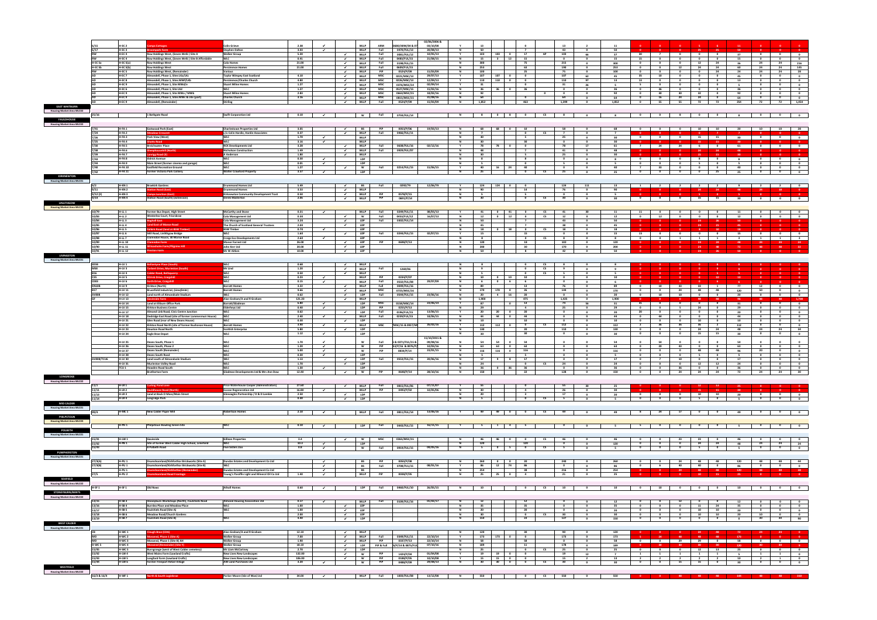| Ref | Site Ref | Site Name | Developer | Area | Plan | Status | Planning Ref | Date | Flag | Capacity | Total |
|---|---|---|---|---|---|---|---|---|---|---|---|
| 6/15 | H-EC 2 | Camps Cottages | Colin Grieve | 2.38 | WLLP | ARM | 0660/ARM/08 & 07 | 02/06/2006 & 03/10/08 | Y | 13 | 11 |
| 6/17 | H-EC 3 | Broompark Farm | Stephen Dalton | 3.03 | WLLP | Full | 0470/FUL/13 | 20/08/13 | N | 7 | 50 |
| RW | H-EC 4 | Raw Holdings West, (Seven Wells) Site A | Walker Group | 5.20 | WLLP | Full | 0881/FUL/12 | 10/05/13 | Y | 103 | 37 |
| RW | H-EC 4 | Raw Holdings West, (Seven Wells) Site B Affordable | WLC | 0.41 | WLLP | Full | 0486/FUL/15 | 21/08/15 | N | 15 | 15 |
| H-EC 5a | H-EC 5(a) | Raw Holdings West | Cala Homes | 21.00 | WLLP | Full | 0208/FUL/15 | | N | 300 | 300 |
| H-EC 5b | H-EC 5(b) | Raw Holdings West | Persimmon Homes | 21.00 | WLLP | Full | 0609/FUL/15 | | N | 253 | 253 |
| RW | H-EC 5 | Raw Holdings West, (Remainder) | Various | | WLLP | PiP | 0523/P/09 | 15/03/09 | N | 100 | 100 |
| AD | H-EC 7 | Almondell, Phase 1, Sites LKa/LKc | Taylor Wimpey East Scotland | 4.10 | WLLP | MSC | 0221/MSC/13 | 28/07/13 | Y | 107 | 45 |
| AD | H-EC 8 | Almondell, Phase 1, Sites MWF/LKb | Persimmon/Charles Church | 4.80 | WLLP | MSC | 0226/MSC/13 | 12/09/13 | Y | 110 | 13 |
| AD | H-EC 9 | Almondell, Phase 1, Site MWd/e | Stuart Milne Homes | 1.27 | WLLP | MSC | 0376/MSC/14 | 02/09/14 | Y | 31 | 5 |
| AD | H-EC 6 | Almondell, Phase 1, Site LKd | Stuart Milne Homes | 1.27 | WLLP | MSC | 0527/MSC/15 | 15/02/16 | N | 36 | 36 |
| AD | H-EC 9 | Almondell, Phase 1, Sites MWa/MWb | Stuart Milne Homes | 2.93 | WLLP | MSC | 0663/MSC/15 | 18/02/16 | N | 92 | 92 |
| AD | H-EC 9 | Almondell, Phase 1, Sites MWc & LKe (part) | Charles Church | 3.26 | WLLP | MSC | 0813/MSC/15 | 01/08/16 | N | 64 | 64 |
| AD | H-EC 9 | Almondell, (Remainder) | Stirling | | WLLP | Full | 0523/P/09 | 15/03/09 | N | 1,852 | 1,852 |
| **EAST WHITBURN** | | | | | | | | | | | |
| **Housing Market Area WLC02** | | | | | | | | | | | |
| 25/16 | | 5 Bathgate Road | Swift Corporation Ltd | 0.10 | W | Full | 0759/FUL/14 | | N | 8 | 8 |
| **FAULDHOUSE** | | | | | | | | | | | |
| **Housing Market Area WLC02** | | | | | | | | | | | |
| 7/31 | H-FA 1 | Eastwood Park (East) | Charlestown Properties Ltd | 3.05 | BS | PiP | 0053/P/06 | 19/03/13 | N | 68 | 68 |
| 7/28 | H-FA 2 | Meadow Crescent | c/o Colin Hardie, Hardie Associates | 0.47 | WLLP | Full | 0466/FUL/11 | | N | 7 | 7 |
| 7/36 | H-FA 3 | Park View (West) | WLC | 1.70 | WLLP | | | | N | 30 | 30 |
| 7/35 | H-FA 4 | Sheila Road | WLC | 3.16 | WLLP | | | | N | 30 | 30 |
| 7/38 | H-FA 5 | Breichwater Place | RCB Developments Ltd | 3.26 | WLLP | Full | 0638/FUL/06 | 02/12/16 | Y | 78 | 61 |
| 7/18 | H-FA 6 | Sheephousehill (North) | Nicholson Construction | 1.49 | WLLP | Full | 0929/FUL/07 | | N | 48 | 48 |
| 7/39 | H-FA 7 | Lanrigg Road (E) | A Anderson | 1.80 | WLLP | | | | N | 30 | 30 |
| 7/43 | H-FA 8 | Eldrick Avenue | WLC | 0.30 | LDP | | | | N | 8 | 8 |
| 7/44 | H-FA 9 | Main Street (former cinema and garage) | WLC | 0.01 | LDP | | | | N | 5 | 5 |
| 7/40 | H-FA 10 | Eastfield Recreation Ground | WLC | 1.27 | W | Full | 0214/FUL/15 | 15/06/15 | N | 40 | 40 |
| 7/42 | H-FA 11 | Former Victoria Park Colliery | Walker Crawford Property | 3.57 | LDP | | | | N | 25 | 25 |
| **KIRKNEWTON** | | | | | | | | | | | |
| **Housing Market Area WLC01** | | | | | | | | | | | |
| 9/2 | H-KN 1 | Braekirk Gardens | Drummond Homes Ltd | 5.49 | BS | Full | 0292/79 | 12/06/79 | Y | 124 | 13 |
| 9/11 | H-KN 2 | Station Road (East) | Drummond Homes | 3.51 | WLLP | | | | N | 90 | 90 |
| 9/12 (2) | H-KN 3 | Camps Junction (East) | Kirknewton Community Development Trust | 0.50 | WLLP | PiP | 0174/P/15 | | N | 5 | 5 |
| 9/14 | H-KN 4 | Station Road (South) (extension) | Derek Masterton | 2.86 | WLLP | PiP | 0601/P/14 | | N | 30 | 30 |
| **LINLITHGOW** | | | | | | | | | | | |
| **Housing Market Area WLC01** | | | | | | | | | | | |
| 10/79 | H-LL 1 | Former Bus Depot, High Street | McCarthy and Stone | 0.21 | WLLP | Full | 0249/FUL/11 | 08/03/13 | Y | 41 | 11 |
| 10/83 | H-LL 2 | Westerlea Court, Friarsbrae | Cala Management Ltd | 0.30 | W | Full | 0453/FUL/12 | 16/07/13 | N | 12 | 12 |
| 10/84 | H-LL 3 | Kettil (East) | Cala Management Ltd | 1.23 | LDP | Full | 0302/FUL/14 | | N | 50 | 50 |
| 10/85 | H-LL 4 | Land East of Manse Road | The Church of Scotland General Trustees | 2.00 | LDP | | | | N | 45 | 45 |
| 10/86 | H-LL 5 | Falkirk Road (land at BSW Timber) | BSW Timber | 0.79 | LDP | | | | N | 18 | 18 |
| 10/87 | H-LL 6 | Mill Road, Linlithgow Bridge | WLC | 1.60 | LDP | Full | 0249/FUL/15 | 02/07/15 | Y | 15 | 15 |
| 10/88 | H-LL 7 | Clarendon House, 40 Manse Road | Craigcrook Developments Ltd | 2.60 | LDP | | | | N | 8 | 8 |
| 10/89 | H-LL 10 | Clarendon Farm | Manor Forrest Ltd | 26.00 | LDP | PiP | 0688/P/13 | | N | 120 | 120 |
| 10/90 | H-LL 11 | Wilcoxholm Farm/Pilgrims Hill | John Kerr Ltd | 20.00 | LDP | | | | N | 200 | 200 |
| 10/91 | H-LL 12 | Preston Farm | Mr W Aitken | 10.00 | LDP | | | | N | 50 | 50 |
| **LIVINGSTON** | | | | | | | | | | | |
| **Housing Market Area WLC01** | | | | | | | | | | | |
| EE5B | H-LV 1 | Ballantyne Place (South) | WLC | 0.66 | WLLP | | | | N | 8 | 8 |
| M6B | H-LV 2 | Tarbert Drive, Murieston (South) | Mr Lind | 1.30 | WLLP | Full | 1249/06 | 18/06/15 | N | 9 | 9 |
| B16 | H-LV 4 | Calder Road, Bellsquarry | WLC | 0.50 | WLLP | | | | N | 5 | 5 |
| C25 | H-LV 5 | Eltrick Drive, Craigshill | WLC | 0.22 | WLLP | PiP | 0234/P/07 | | N | 10 | 10 |
| CO92 | H-LV 6 | Forth Drive, Craigshill | WLC | 0.15 | WLLP | Full | 0532/FUL/08 | 29/07/09 | N | 6 | 6 |
| KN50B | H-LV 9 | Kirkton (North) | Barratt Homes | 3.22 | WLLP | Full | 0908/FUL/16 | | N | 89 | 89 |
| B17 | H-LV 11 | Brucefield Industrial, (Lindfield) | Barratt Homes | 9.66 | WLLP | MSC | 0725/MSC/16 | | N | 170 | 170 |
| AV80B | H-LV 12 | Land north of Almondvale Stadium | WLC | 0.62 | LDP | Full | 0904/FUL/15 | 23/06/16 | N | 20 | 20 |
| GF | H-LV 13 | Gavieside Farm | Alan Graham/A and R Graham | 121.20 | WLLP | | | | N | 1,900 | 1,900 |
| | H-LV 14 | Land at Kilbarn Office Park | Barratt/Gladman | 6.80 | LDP | MSC | 0158/MSC/14 | 23/06/14 | Y | 87 | 31 |
| | H-LV 15 | Kirkton Business Centre | Adambays Ltd | 0.40 | LDP | PiP | 0353/P/13 | | N | 29 | 29 |
| | H-LV 17 | Almond Link Road, Civic Centre Junction | WLC | 0.62 | LDP | Full | 0196/FUL/16 | 13/06/15 | Y | 20 | 20 |
| | H-LV 18 | Dedridge East Road (site of former Lammermuir House) | WLC | 2.40 | WLLP | Full | 0230/FUL/14 | 23/01/15 | N | 44 | 44 |
| | H-LV 21 | Glen Road (rear of New Deans House) | WLC | 0.30 | LDP | | | | N | 10 | 10 |
| | H-LV 22 | Kirkton Road North (site of former Buchanan House) | Barratt Homes | 3.90 | WLLP | MSC | MSC/15 & 0827/MSC | 26/03/16 | Y | 112 | 112 |
| | H-LV 23 | Houston Road North | Scottish Enterprise | 5.80 | LDP | | | | N | 138 | 138 |
| | H-LV 24 | Eagle Brae Depot | WLC | 1.12 | LDP | | | | N | 30 | 30 |
| | H-LV 25 | Deans South, Phase 1 | WLC | 1.70 | W | Full | 0371/FUL/15 & | 15/10/2015 & 09/09/16 | N | 54 | 54 |
| | H-LV 26 | Deans South, Phase 2 | WLC | 1.20 | W | PiP | 0/P/16 & 0076/P | 10/03/16 | N | 63 | 63 |
| | H-LV 27 | Deans South (Remainder) | WLC | 5.00 | W | PiP | 0839/P/14 | 23/01/15 | N | 116 | 116 |
| | H-LV 28 | Deans South Road | WLC | 0.30 | LDP | | | | N | 5 | 5 |
| AV30B/TCLN | H-LV 30 | Land south of Almondvale Stadium | WLC | 1.13 | LDP | Full | 0554/FUL/15 | 20/06/16 | N | 17 | 17 |
| | H-LV 31 | Murieston Valley Road | WLC | 1.70 | LDP | | | | N | 24 | 24 |
| | TCU 1 | Howden Road South | WLC | 1.80 | LDP | | | | N | 36 | 36 |
| | | Brotherton Farm | Gladman Developments Ltd & Mrs Ann Dow | 12.40 | W | PiP | 0688/P/14 | 28/10/16 | N | 150 | 150 |
| **LONGRIDGE** | | | | | | | | | | | |
| **Housing Market Area WLC02** | | | | | | | | | | | |
| 11/1 | H-LR 1 | Curling Pond Lane | Price Waterhouse Cooper (Administrators) | 27.60 | WLLP | Full | 0815/FUL/06 | 07/11/07 | Y | 55 | 25 |
| 11/11 | H-LR 2 | Fauldhouse Road (North) | Scusse Regeneration Ltd | 16.00 | WLLP | PiP | 0493/P/02 | 10/05/06 | N | 30 | 30 |
| 11/13 | H-LR 3 | Land at Back O Moss/Main Street | Gleneagles Partnership / D & D Lamble | 2.50 | LDP | | | | N | 20 | 20 |
| 11/14 | H-LR 4 | Longridge Park | | 0.30 | LDP | | | | N | 5 | 5 |
| **MID CALDER** | | | | | | | | | | | |
| **Housing Market Area WLC01** | | | | | | | | | | | |
| 20/4 | H-MC 1 | New Calder Paper Mill | Robertson Homes | 2.10 | WLLP | Full | 0813/FUL/14 | 13/06/16 | Y | 49 | 49 |
| **PHILPSTOUN** | | | | | | | | | | | |
| **Housing Market Area WLC01** | | | | | | | | | | | |
| | H-PH 1 | Philpstoun Bowling Green Site | WLC | 0.20 | LDP | Full | 0442/FUL/15 | 16/11/15 | Y | 5 | 5 |
| **POLBETH** | | | | | | | | | | | |
| **Housing Market Area WLC01** | | | | | | | | | | | |
| 15/41 | H-LW 1 | Savieside | Gillean Properties | 3.4 | W | MSC | 0365/MSC/13 | | N | 46 | 46 |
| 15/42 | H-PB 1 | Site of former West Calder High School, Limefield | WLC | 10.3 | LDP | | | | N | 120 | 120 |
| 15/44 | | 8 Polbeth Road | Fountains Zoo | 0.8 | W | Full | 0919/FUL/15 | 09/05/16 | N | 5 | 5 |
| **PUMPHERSTON** | | | | | | | | | | | |
| **Housing Market Area WLC01** | | | | | | | | | | | |
| 27/3(A) | H-PU 1 | Drumshoreland/Kirkforthar Brickworks (Site A) | Dundas Estates and Development Co Ltd | | BS | PiP | 0050/P/08 | | N | 260 | 260 |
| 27/3(B) | H-PU 1 | Drumshoreland/Kirkforthar Brickworks (Site B) | | | BS | Full | 0708/FUL/15 | 08/01/16 | Y | 86 | 86 |
| | H-PU 1 | Drumshoreland/Kirkforthar (Remainder) | Dundas Estates and Development Co Ltd | | BS | | | | N | 254 | 254 |
| 27/5 | H-PU 2 | Drumshoreland Road Frontage | Young's Paraffin Light and Mineral Oil Co Ltd | 1.40 | WLLP | PiP | 0088/P/05 | | N | 25 | 25 |
| **SEAFIELD** | | | | | | | | | | | |
| **Housing Market Area WLC01** | | | | | | | | | | | |
| | H-SF 1 | Old Rows | Allied Homes | 0.60 | LDP | Full | 0460/FUL/10 | 26/05/15 | N | 10 | 10 |
| **STONEYBURN/BENTS** | | | | | | | | | | | |
| **Housing Market Area WLC02** | | | | | | | | | | | |
| 13/16 | H-SB 3 | Stoneyburn Workshops (North), Foulshiels Road | Almond Housing Association Ltd | 0.17 | WLLP | Full | 0109/FUL/16 | 05/05/17 | N | 12 | 12 |
| 13/36 | H-SB 4 | Burnlea Place and Meadow Place | WLC | 1.00 | LDP | | | | N | 35 | 35 |
| 13/37 | H-SB 5 | Foulshiels Road (Site A) | WLC | 1.00 | LDP | | | | N | 20 | 20 |
| 13/38 | H-SB 6 | Meadow Road/Church Gardens | WLC | 2.00 | LDP | | | | N | 30 | 30 |
| 13/39 | H-SB 7 | Foulshiels Road (Site B) | WLC | 4.40 | LDP | | | | N | 150 | 150 |
| **WEST CALDER** | | | | | | | | | | | |
| **Housing Market Area WLC01** | | | | | | | | | | | |
| CB | H-WC 1 | Cleugh Brae (CDA) | Alan Graham/A and R Graham | 12.10 | WLLP | | | | N | 120 | 120 |
| MO | H-WC 2 | Mossend, Phase 1 (Site A) | Walker Group | 7.00 | WLLP | Full | 0349/FUL/11 | 22/10/14 | Y | 173 | 173 |
| MO | H-WC 3 | Mossend, Phase 1 (Site B) AH | Walker Group | 1.90 | WLLP | PiP | 0307/P/13 | 22/10/14 | N | 58 | 58 |
| H-WC 5 | H-WC 4 | Mossend (Remainder) (Site T) | Walker Group | 18.10 | LDP | PiP & Full | 0/P/16 & 0079/FUL | 07/10/16 | N | 189 | 189 |
| 15/43 | H-WC 5 | Burngrange (west of West Calder cemetery) | Mr Liam McCartney | 2.70 | LDP | | | | N | 25 | 25 |
| 15/42 | H-LW 4 | West Mains Farm (Lowland Crofts) | New Lives New Landscapes | 132.00 | W | PiP | 1429/P/04 | 01/04/08 | N | 19 | 19 |
| 15/43 | H-LW 5 | Longford Farm (Lowland Crofts) | New Lives New Landscapes | 186.00 | W | PiP | 0189/P/06 | 18/10/08 | Y | 15 | 15 |
| 15/44 | H-LW 6 | Former Freeport Retail Village | Mill Land Purchaser Ltd | 4.20 | W | PiP | 0488/P/08 | 29/08/13 | N | 30 | 30 |
| **WESTFIELD** | | | | | | | | | | | |
| **Housing Market Area WLC02** | | | | | | | | | | | |
| 16/4 & 16/6 | H-WF 1 | North & South Logiebrae | Parker Moore (Isle of Man) Ltd | 34.00 | WLLP | Full | 1003/FUL/08 | 13/12/08 | N | 550 | 550 |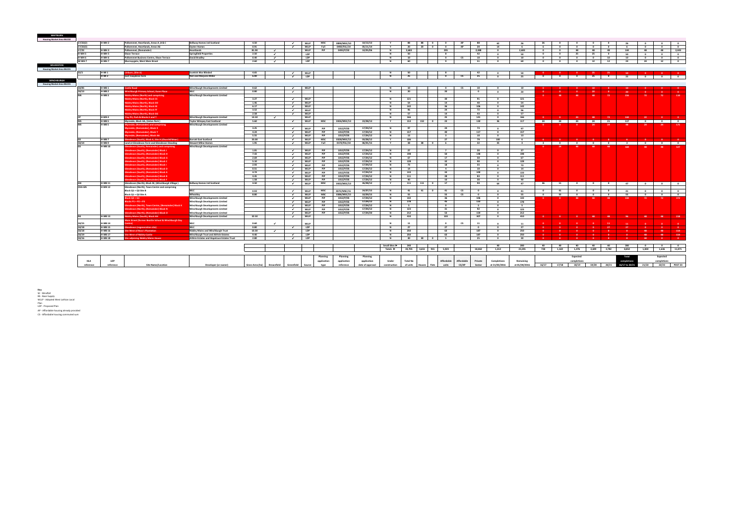| HLA reference | LDP reference | Site Name/Location | Developer (or owner) | Gross Area (ha) | Brownfield | Greenfield | Source | Planning application type | Planning application reference | Planning application date of approval | Under construction | Total No of units | Houses | Flats | Affordable units | Affordable CS/AP | Private Sector | Completions at 31/03/2016 | Remaining at 01/04/2016 | 16/17 | 17/18 | 18/19 | 19/20 | 20/21 | Total completions 16/17 to 20/21 | 21/22 | 22/23 | POST 23 |
|---|---|---|---|---|---|---|---|---|---|---|---|---|---|---|---|---|---|---|---|---|---|---|---|---|---|---|---|---|
| **WHITBURN** | | | | | | | | | | | | | | | | | | | | | | | | | | | | |
| Housing Market Area WLC02 | | | | | | | | | | | | | | | | | | | | | | | | | | | | |
| 17/22(2) | H-WH 2 | Polkemmet, Heartlands, Areas A ,B & C | Bellway Homes Ltd Scotland | 4.50 | | ✓ | WLLP | MSC | 0890/MSC/10 | 10/12/13 | Y | 88 | 88 | 0 | 0 | AP | 88 | 62 | 26 | 26 | 0 | 0 | 0 | 0 | 26 | 0 | 0 | 0 |
| 17/22(3) | | Polkemmet, Heartlands, Areas AA | Oyster Homes | 0.91 | | ✓ | WLLP | Full | 0492/FUL/14 | 05/11/14 | Y | 20 | 20 | 0 | 0 | AP | 20 | 14 | 6 | 6 | 0 | 0 | 0 | 0 | 6 | 0 | 0 | 0 |
| 17/22 | H-WH 3 | Polkemmet, (Remainder) | Heartlands | 81.90 | ✓ | | WLLP | PiP | 0493/P/02 | 10/05/06 | N | 2,483 | | | 295 | | 2,388 | 0 | 2,483 | 0 | 0 | 48 | 48 | 48 | 144 | 48 | 48 | 2,243 |
| H-WH 5 | H-WH 5 | Dixon Terrace | Springfield Properties | 2.50 | ✓ | | LDP | | | | N | 50 | | | 8 | | 42 | 0 | 50 | 0 | 0 | 25 | 25 | 0 | 50 | 0 | 0 | 0 |
| H-WH 6 | H-WH 6 | Polkemmet Business Centre, Dixon Terrace | David Bradley | 0.40 | ✓ | | LDP | | | | N | 10 | | | 0 | CS | 10 | 0 | 10 | 0 | 0 | 0 | 0 | 10 | 10 | 0 | 0 | 0 |
| H-WH 7 | H-WH 7 | Murraysgate, West Main Street | | 2.60 | ✓ | | LDP | | | | N | 60 | | | 9 | | 51 | 0 | 60 | 0 | 0 | 0 | 12 | 12 | 24 | 24 | 12 | 0 |
| **WILKIESTON** | | | | | | | | | | | | | | | | | | | | | | | | | | | | |
| Housing Market Area WLC01 | | | | | | | | | | | | | | | | | | | | | | | | | | | | |
| 32/1 | H-WI 1 | Linburn, (Site A) | Scottish War Blinded | 4.65 | | ✓ | WLLP | | | | N | 50 | | | 8 | | 42 | 0 | 50 | 0 | 0 | 0 | 25 | 25 | 50 | 0 | 0 | 0 |
| | H-WI 2 | East Coxydene Farm | Neil and Marjorie Millar | 6.80 | | ✓ | LDP | | | | N | 25 | | | 0 | CS | 25 | 0 | 25 | 0 | 0 | 0 | 25 | 0 | 25 | 0 | 0 | 0 |
| **WINCHBURGH** | | | | | | | | | | | | | | | | | | | | | | | | | | | | |
| Housing Market Area WLC01 | | | | | | | | | | | | | | | | | | | | | | | | | | | | |
| 10/35 | H-WB 1 | Castle Road | Winchburgh Developments Limited | 0.62 | | ✓ | WLLP | | | | N | 10 | | | 0 | CS | 10 | 0 | 10 | 0 | 0 | 0 | 10 | 0 | 10 | 0 | 0 | 0 |
| 10/13 | H-WB 2 | Winchburgh Primary School, Dunn Place | WLC | 0.80 | | ✓ | | | | | N | 20 | | | 20 | | 0 | 0 | 20 | 0 | 0 | 0 | 20 | 0 | 20 | 0 | 0 | 0 |
| NN | H-WB 3 | Niddry Mains (North) and comprising | Winchburgh Developments Limited | | | | | | | | | | | | | | | | | 0 | 48 | 48 | 48 | 72 | 216 | 72 | 72 | 110 |
| | | Niddry Mains (North), Block CC | | 3.27 | | ✓ | WLLP | | | | N | 121 | | | 30 | | 91 | 0 | 121 | | | | | | | | | |
| | | Niddry Mains (North), Block DD | | 1.46 | | ✓ | WLLP | | | | N | 54 | | | 14 | | 40 | 0 | 54 | | | | | | | | | |
| | | Niddry Mains (North), Block EE | | 6.17 | | ✓ | WLLP | | | | N | 142 | | | 36 | | 106 | 0 | 142 | | | | | | | | | |
| | | Niddry Mains (North), Block FF | | 3.62 | | ✓ | WLLP | | | | N | 96 | | | 24 | | 72 | 0 | 96 | | | | | | | | | |
| | | Niddry Mains (North), Block GG | | 2.58 | | ✓ | WLLP | | | | N | 57 | | | 14 | | 43 | 0 | 57 | | | | | | | | | |
| CP | H-WB 4 | Clay Pit, Park & Blocks S and T | Winchburgh Developments Limited | 14.50 | ✓ | | WLLP | | | | N | 166 | | | 25 | | 141 | 0 | 166 | 0 | 0 | 24 | 48 | 72 | 144 | 22 | 0 | 0 |
| MS | H-WB 5 | Myreside, Block AA, (Letan Park) | Taylor Wimpey East Scotland | 5.60 | | ✓ | WLLP | MSC | 0426/MSC/13 | 23/08/13 | Y | 153 | 153 | 0 | 23 | | 130 | 36 | 117 | 24 | 24 | 24 | 24 | 21 | 117 | 0 | 0 | 0 |
| MS | H-WB 5 | Myreside, (Remainder) and comprising | Winchburgh Developments Limited | | | | | | | | | | | | | | | | | 0 | 0 | 0 | 24 | 24 | 48 | 24 | 24 | 171 |
| | | Myreside, (Remainder), Block X | | 3.25 | | ✓ | WLLP | PiP | 1012/P/05 | 17/04/12 | N | 97 | | | 24 | | 73 | 0 | 97 | | | | | | | | | |
| | | Myreside, (Remainder), Block Y | | 4.24 | | ✓ | WLLP | PiP | 1012/P/05 | 17/04/12 | N | 157 | | | 40 | | 117 | 0 | 157 | | | | | | | | | |
| | | Myreside, (Remainder), Block AA | | 5.55 | | ✓ | WLLP | PiP | 1012/P/05 | 17/04/12 | N | 13 | | | 3 | | 10 | 0 | 13 | | | | | | | | | |
| GS | H-WB 7 | Glendevon (South), Block R, Site A (Churchill Bar) | Barratt East Scotland | 33.09 | | ✓ | WLLP | MSC | 0320/MSC/12 | 04/08/12 | Y | 106 | | | 27 | | 79 | 100 | 6 | 6 | 0 | 0 | 0 | 0 | 6 | 0 | 0 | 0 |
| 10/34 | H-WB 9 | Land at Glendevon Farm and Glendevon Steading | Stewart Milne Homes | 1.95 | | ✓ | WLLP | Full | 0179/FUL/14 | 06/01/15 | Y | 38 | 38 | 0 | 6 | | 32 | 35 | 3 | 3 | 0 | 0 | 0 | 0 | 3 | 0 | 0 | 0 |
| GS | H-WB 10 | Glendevon (South), (Remainder) and comprising | Winchburgh Developments Limited | | | | | | | | | | | | | | | | | 0 | 24 | 48 | 48 | 48 | 168 | 48 | 48 | 527 |
| | | Glendevon (South), (Remainder) Block J | | 1.01 | | ✓ | WLLP | PiP | 1012/P/05 | 17/04/12 | N | 27 | | | 7 | | 20 | 0 | 27 | | | | | | | | | |
| | | Glendevon (South), (Remainder) Block H | | 7.43 | | ✓ | WLLP | PiP | 1012/P/05 | 17/04/12 | N | 198 | | | 50 | | 148 | 0 | 198 | | | | | | | | | |
| | | Glendevon (South), (Remainder) Block G | | 2.69 | | ✓ | WLLP | PiP | 1012/P/05 | 17/04/12 | N | 67 | | | 17 | | 50 | 0 | 67 | | | | | | | | | |
| | | Glendevon (South), (Remainder) Block C | | 5.10 | | ✓ | WLLP | PiP | 1012/P/05 | 17/04/12 | N | 128 | | | 32 | | 96 | 0 | 128 | | | | | | | | | |
| | | Glendevon (South), (Remainder) Block I | | 2.93 | | ✓ | WLLP | PiP | 1012/P/05 | 17/04/12 | N | 73 | | | 18 | | 55 | 0 | 73 | | | | | | | | | |
| | | Glendevon (South), (Remainder) Block D | | 0.51 | | ✓ | WLLP | PiP | 1012/P/05 | 17/04/12 | N | 14 | | | 4 | | 10 | 0 | 14 | | | | | | | | | |
| | | Glendevon (South), (Remainder) Block A | | 4.75 | | ✓ | WLLP | PiP | 1012/P/05 | 17/04/12 | N | 133 | | | 33 | | 100 | 0 | 133 | | | | | | | | | |
| | | Glendevon (South), (Remainder) Block B | | 4.45 | | ✓ | WLLP | PiP | 1012/P/05 | 17/04/12 | N | 111 | | | 28 | | 83 | 0 | 111 | | | | | | | | | |
| | | Glendevon (South), (Remainder) Block F | | 1.58 | | ✓ | WLLP | PiP | 1012/P/05 | 17/04/12 | N | 40 | | | 10 | | 30 | 0 | 40 | | | | | | | | | |
| GN | H-WB 11 | Glendevon (North), Block M, (Winchburgh Village) | Bellway Homes Ltd Scotland | 4.50 | | ✓ | WLLP | MSC | 0432/MSC/13 | 26/08/12 | Y | 111 | 111 | 0 | 17 | | 94 | 64 | 47 | 36 | 11 | 0 | 0 | 0 | 47 | 0 | 0 | 0 |
| CDA-GN | H-WB 12 | Glendevon (North), Town Centre and comprising | | | | | | | | | | | | | | | | | | | | | | | | | | |
| | | Block Q3 + Q3 Site B | WLC | 0.92 | | ✓ | WLLP | MSC | 0373/MSC/15 | 24/07/15 | N | 41 | 41 | 0 | 41 | CS | 0 | 0 | 41 | 0 | 41 | 0 | 0 | 0 | 41 | 0 | 0 | 0 |
| | | Block Q3 + Q3 Site A | Wheatley | 8.80 | | ✓ | WLLP | MSC | 0396/MSC/15 | 10/09/15 | N | 55 | | | 55 | CS | 0 | 0 | 55 | 0 | 55 | 0 | 0 | 0 | 55 | 0 | 0 | 0 |
| | | Block Q2 + Q1 | Winchburgh Developments Limited | | | ✓ | WLLP | PiP | 1012/P/05 | 17/04/12 | N | 142 | | | 36 | | 106 | 0 | 142 | 0 | 0 | 48 | 48 | 48 | 144 | 72 | 72 | 372 |
| | | Blocks P1 + P2 + P4 | Winchburgh Developments Limited | | | ✓ | WLLP | PiP | 1012/P/05 | 17/04/12 | N | 178 | | | 45 | | 133 | 0 | 178 | | | | | | | | | |
| | | Glendevon (North), Town Centre, (Remainder) Block K | Winchburgh Developments Limited | | | ✓ | WLLP | PiP | 1012/P/05 | 17/04/12 | N | 5 | | | 0 | | 5 | 0 | 5 | | | | | | | | | |
| | | Glendevon (North), (Remainder) Block N | Winchburgh Developments Limited | | | ✓ | WLLP | PiP | 1012/P/05 | 17/04/12 | N | 123 | | | 31 | | 92 | 0 | 123 | | | | | | | | | |
| | | Glendevon (North), (Remainder) Block O | Winchburgh Developments Limited | | | ✓ | WLLP | PiP | 1012/P/05 | 17/04/12 | N | 212 | | | 53 | | 159 | 0 | 212 | | | | | | | | | |
| NS | H-WB 13 | Niddry Mains (South), Block HH | Winchburgh Developments Limited | 32.50 | | ✓ | WLLP | | | | N | 410 | | | 103 | | 307 | 0 | 410 | 0 | 0 | 0 | 48 | 48 | 96 | 48 | 48 | 218 |
| 10/15 | H-WB 14 | Main Street (former Beattie School & Winchburgh Day Centre) | WLC | 0.60 | ✓ | | WLLP | | | | N | 11 | | | 0 | CS | 11 | 0 | 11 | 0 | 0 | 0 | 0 | 11 | 11 | 0 | 0 | 0 |
| 10/38 | H-WB 15 | Glendevon (regeneration site) | WLC | 0.80 | | ✓ | LDP | | | | N | 27 | | | 27 | | 0 | 0 | 27 | 0 | 0 | 0 | 0 | 27 | 27 | 0 | 0 | 0 |
| 10/38 | H-WB 16 | Site West of Ross's Plantation | Niddry Mains and Winchburgh Trust | 10.30 | ✓ | | LDP | | | | N | 250 | | | 63 | | 187 | 0 | 250 | 0 | 0 | 0 | 0 | 0 | 0 | 48 | 48 | 154 |
| 10/39 | H-WB 17 | Site West of Niddry Castle | Winchburgh Trust and Allhrie Estates | 9.40 | | ✓ | LDP | | | | N | 250 | | | 63 | | 187 | 0 | 250 | 0 | 0 | 0 | 0 | 0 | 0 | 48 | 48 | 154 |
| 10/16 | H-WB 18 | Site adjoining Niddry Mains House | Allhrie Estates and Hopetoun Estates Trust | 2.80 | | ✓ | LDP | | | | N | 30 | 30 | 0 | 5 | | 25 | 0 | 30 | 0 | 0 | 0 | 0 | 0 | 0 | 30 | 0 | 0 |
| | | | | | | | | | | Small sites ▶ | | 240 | | | | | | 40 | 200 | 40 | 40 | 40 | 40 | 40 | 200 | 0 | 0 | 0 |
| | | | | | | | | | | Totals ▶ | | 24,705 | 3,651 | 915 | 5,923 | | 18,461 | 1,314 | 23,391 | 738 | 1,169 | 1,476 | 2,699 | 2,782 | 8,854 | 1,830 | 1,646 | 11,071 |

**Key**

W - Windfall

BS - Base Supply

WLLP - Adopted West Lothian Local Plan

LDP - Proposed Plan

AP - Affordable housing already provided

CS - Affordable housing commuted sum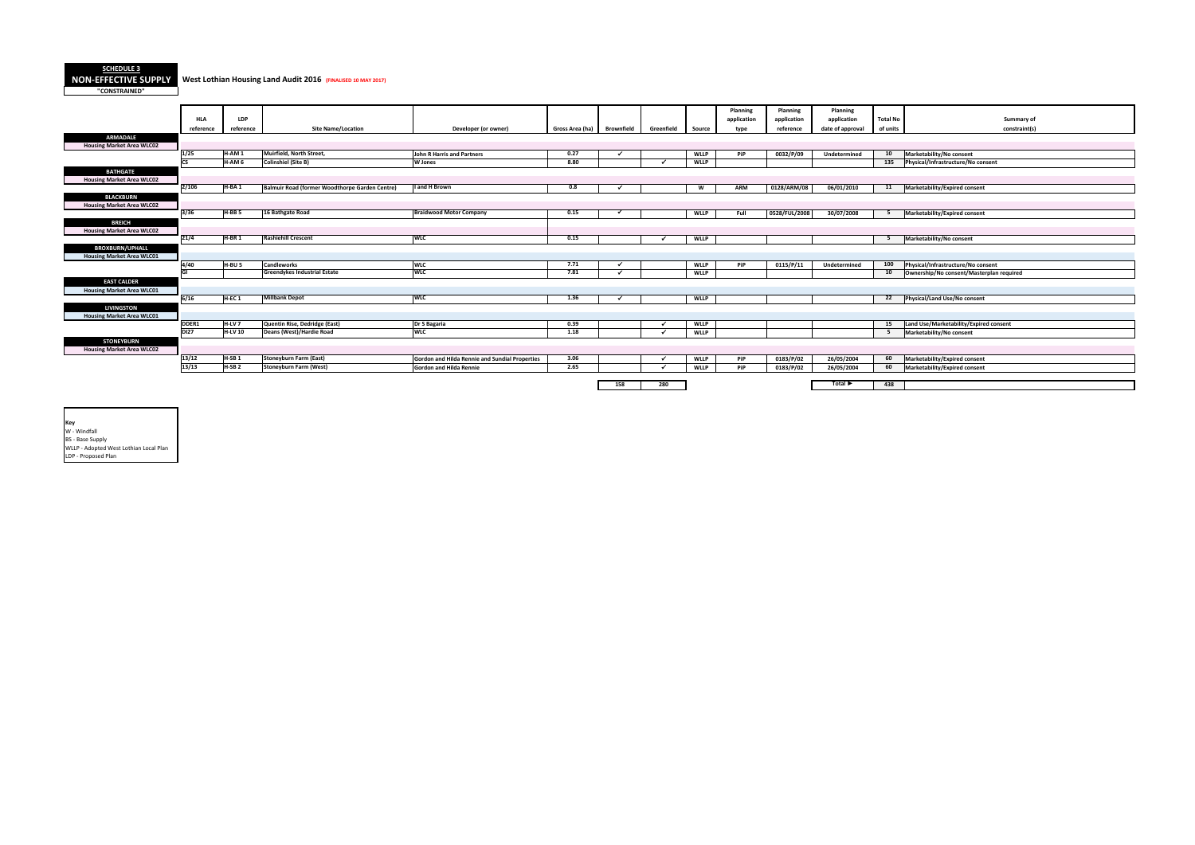**SCHEDULE 3**

**NON-EFFECTIVE SUPPLY** **West Lothian Housing Land Audit 2016 (FINALISED 10 MAY 2017)**

**"CONSTRAINED"**

| | HLA reference | LDP reference | Site Name/Location | Developer (or owner) | Gross Area (ha) | Brownfield | Greenfield | Source | Planning application type | Planning application reference | Planning application date of approval | Total No of units | Summary of constraint(s) |
|---|---|---|---|---|---|---|---|---|---|---|---|---|---|
| **ARMADALE** | | | | | | | | | | | | | |
| Housing Market Area WLC02 | | | | | | | | | | | | | |
| | 1/25 | H-AM 1 | Muirfield, North Street, | John R Harris and Partners | 0.27 | ✓ | | WLLP | PiP | 0032/P/09 | Undetermined | 10 | Marketability/No consent |
| | CS | H-AM 6 | Colinshiel (Site B) | W Jones | 8.80 | | ✓ | WLLP | | | | 135 | Physical/Infrastructure/No consent |
| **BATHGATE** | | | | | | | | | | | | | |
| Housing Market Area WLC02 | | | | | | | | | | | | | |
| | 2/106 | H-BA 1 | Balmuir Road (former Woodthorpe Garden Centre) | I and H Brown | 0.8 | ✓ | | W | ARM | 0128/ARM/08 | 06/01/2010 | 11 | Marketability/Expired consent |
| **BLACKBURN** | | | | | | | | | | | | | |
| Housing Market Area WLC02 | | | | | | | | | | | | | |
| | 3/36 | H-BB 5 | 16 Bathgate Road | Braidwood Motor Company | 0.15 | ✓ | | WLLP | Full | 0528/FUL/2008 | 30/07/2008 | 5 | Marketability/Expired consent |
| **BREICH** | | | | | | | | | | | | | |
| Housing Market Area WLC02 | | | | | | | | | | | | | |
| | 21/4 | H-BR 1 | Rashiehill Crescent | WLC | 0.15 | | ✓ | WLLP | | | | 5 | Marketability/No consent |
| **BROXBURN/UPHALL** | | | | | | | | | | | | | |
| Housing Market Area WLC01 | | | | | | | | | | | | | |
| | 4/40 | H-BU 5 | Candleworks | WLC | 7.71 | ✓ | | WLLP | PiP | 0115/P/11 | Undetermined | 100 | Physical/Infrastructure/No consent |
| | GI | | Greendykes Industrial Estate | WLC | 7.81 | ✓ | | WLLP | | | | 10 | Ownership/No consent/Masterplan required |
| **EAST CALDER** | | | | | | | | | | | | | |
| Housing Market Area WLC01 | | | | | | | | | | | | | |
| | 6/16 | H-EC 1 | Millbank Depot | WLC | 1.36 | ✓ | | WLLP | | | | 22 | Physical/Land Use/No consent |
| **LIVINGSTON** | | | | | | | | | | | | | |
| Housing Market Area WLC01 | | | | | | | | | | | | | |
| | DDER1 | H-LV 7 | Quentin Rise, Dedridge (East) | Dr S Bagaria | 0.39 | | ✓ | WLLP | | | | 15 | Land Use/Marketability/Expired consent |
| | DI27 | H-LV 10 | Deans (West)/Hardie Road | WLC | 1.18 | | ✓ | WLLP | | | | 5 | Marketability/No consent |
| **STONEYBURN** | | | | | | | | | | | | | |
| Housing Market Area WLC02 | | | | | | | | | | | | | |
| | 13/12 | H-SB 1 | Stoneyburn Farm (East) | Gordon and Hilda Rennie and Sundial Properties | 3.06 | | ✓ | WLLP | PiP | 0183/P/02 | 26/05/2004 | 60 | Marketability/Expired consent |
| | 13/13 | H-SB 2 | Stoneyburn Farm (West) | Gordon and Hilda Rennie | 2.65 | | ✓ | WLLP | PiP | 0183/P/02 | 26/05/2004 | 60 | Marketability/Expired consent |
| | | | | | | 158 | 280 | | | | Total ► | 438 | |

**Key**
W - Windfall
BS - Base Supply
WLLP - Adopted West Lothian Local Plan
LDP - Proposed Plan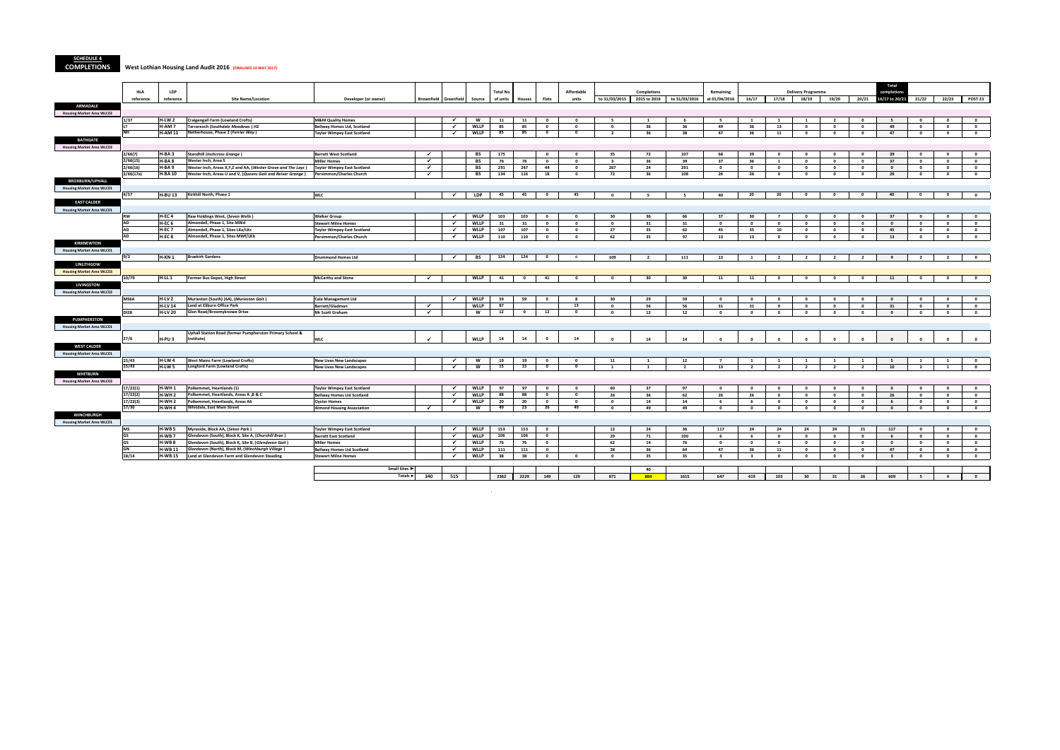**SCHEDULE 4**
**COMPLETIONS**

**West Lothian Housing Land Audit 2016** (FINALISED 10 MAY 2017)

| HLA reference | LDP reference | Site Name/Location | Developer (or owner) | Brownfield | Greenfield | Source | Total No of units | Houses | Flats | Affordable units | Completions to 31/03/2015 | Completions 2015 to 2016 | Completions to 31/03/2016 | Remaining at 01/04/2016 | Delivery Programme 16/17 | 17/18 | 18/19 | 19/20 | 20/21 | Total completions 16/17 to 20/21 | 21/22 | 22/23 | POST 23 |
|---|---|---|---|---|---|---|---|---|---|---|---|---|---|---|---|---|---|---|---|---|---|---|---|
| **ARMADALE** | | | | | | | | | | | | | | | | | | | | | | | |
| Housing Market Area WLC02 | | | | | | | | | | | | | | | | | | | | | | | |
| 1/37 | H-LW 2 | Craigengall Farm (Lowland Crofts) | M&M Quality Homes | | ✓ | W | 11 | 11 | 0 | 0 | 5 | 1 | 6 | 5 | 1 | 1 | 1 | 2 | 0 | 5 | 0 | 0 | 0 |
| LT | H-AM 7 | Tarrareoch (Southdale Meadows ) H2 | Bellway Homes Ltd, Scotland | | ✓ | WLLP | 85 | 85 | 0 | 0 | 0 | 36 | 36 | 49 | 36 | 13 | 0 | 0 | 0 | 49 | 0 | 0 | 0 |
| NH | H-AM 11 | Netherhouse, Phase 2 (Ferrier Way ) | Taylor Wimpey East Scotland | | ✓ | WLLP | 85 | 85 | 0 | 0 | 2 | 36 | 38 | 47 | 36 | 11 | 0 | 0 | 0 | 47 | 0 | 0 | 0 |
| **BATHGATE** | | | | | | | | | | | | | | | | | | | | | | | |
| Housing Market Area WLC02 | | | | | | | | | | | | | | | | | | | | | | | |
| 2/66(7) | H-BA 3 | Standhill (Inchcross Grange ) | Barratt West Scotland | ✓ | | BS | 175 | | 0 | 0 | 35 | 72 | 107 | 68 | 39 | 0 | 0 | 0 | 0 | 39 | 0 | 0 | 0 |
| 2/66(15) | H-BA 8 | Wester Inch, Area S | Miller Homes | ✓ | | BS | 76 | 76 | 0 | 0 | 3 | 36 | 39 | 37 | 36 | 1 | 0 | 0 | 0 | 37 | 0 | 0 | 0 |
| 2/66(16) | H-BA 9 | Wester Inch, Areas X,Y,Z and AA, (Wester Grove and The Lays ) | Taylor Wimpey East Scotland | ✓ | | BS | 291 | 247 | 44 | 0 | 267 | 24 | 291 | 0 | 0 | 0 | 0 | 0 | 0 | 0 | 0 | 0 | 0 |
| 2/66(17a) | H-BA 10 | Wester Inch, Areas U and V, (Queens Gait and Reiver Grange ) | Persimmon/Charles Church | ✓ | | BS | 134 | 116 | 18 | 0 | 72 | 36 | 108 | 26 | 26 | 0 | 0 | 0 | 0 | 26 | 0 | 0 | 0 |
| **BROXBURN/UPHALL** | | | | | | | | | | | | | | | | | | | | | | | |
| Housing Market Area WLC01 | | | | | | | | | | | | | | | | | | | | | | | |
| 4/57 | H-BU 13 | Kirkhill North, Phase 1 | WLC | | ✓ | LDP | 45 | 45 | 0 | 45 | 0 | 5 | 5 | 40 | 20 | 20 | 0 | 0 | 0 | 40 | 0 | 0 | 0 |
| **EAST CALDER** | | | | | | | | | | | | | | | | | | | | | | | |
| Housing Market Area WLC01 | | | | | | | | | | | | | | | | | | | | | | | |
| RW | H-EC 4 | Raw Holdings West, (Seven Wells ) | Walker Group | | ✓ | WLLP | 103 | 103 | 0 | 0 | 30 | 36 | 66 | 37 | 30 | 7 | 0 | 0 | 0 | 37 | 0 | 0 | 0 |
| AD | H-EC 6 | Almondell, Phase 1, Site MWd | Stewart Milne Homes | | ✓ | WLLP | 31 | 31 | 0 | 0 | 0 | 31 | 31 | 0 | 0 | 0 | 0 | 0 | 0 | 0 | 0 | 0 | 0 |
| AD | H-EC 7 | Almondell, Phase 1, Sites LKa/LKc | Taylor Wimpey East Scotland | | ✓ | WLLP | 107 | 107 | 0 | 0 | 27 | 35 | 62 | 45 | 35 | 10 | 0 | 0 | 0 | 45 | 0 | 0 | 0 |
| AD | H-EC 8 | Almondell, Phase 1, Sites MWf/LKb | Persimmon/Charles Church | | ✓ | WLLP | 110 | 110 | 0 | 0 | 62 | 35 | 97 | 13 | 13 | 0 | 0 | 0 | 0 | 13 | 0 | 0 | 0 |
| **KIRKNEWTON** | | | | | | | | | | | | | | | | | | | | | | | |
| Housing Market Area WLC01 | | | | | | | | | | | | | | | | | | | | | | | |
| 9/2 | H-KN 1 | Braekirk Gardens | Drummond Homes Ltd | | ✓ | BS | 124 | 124 | 0 | 0 | 109 | 2 | 111 | 13 | 1 | 2 | 2 | 2 | 2 | 9 | 2 | 2 | 0 |
| **LINLITHGOW** | | | | | | | | | | | | | | | | | | | | | | | |
| Housing Market Area WLC03 | | | | | | | | | | | | | | | | | | | | | | | |
| 10/79 | H-LL 1 | Former Bus Depot, High Street | McCarthy and Stone | ✓ | | WLLP | 41 | 0 | 41 | 0 | 0 | 30 | 30 | 11 | 11 | 0 | 0 | 0 | 0 | 11 | 0 | 0 | 0 |
| **LIVINGSTON** | | | | | | | | | | | | | | | | | | | | | | | |
| Housing Market Area WLC02 | | | | | | | | | | | | | | | | | | | | | | | |
| MS6A | H-LV 2 | Murieston (South) (6A), (Murieston Gait ) | Cala Management Ltd | | ✓ | WLLP | 59 | 59 | 0 | 8 | 30 | 29 | 59 | 0 | 0 | 0 | 0 | 0 | 0 | 0 | 0 | 0 | 0 |
| | H-LV 14 | Land at Eliburn Office Park | Barratt/Gladman | ✓ | | WLLP | 87 | | | 13 | 0 | 56 | 56 | 31 | 31 | 0 | 0 | 0 | 0 | 31 | 0 | 0 | 0 |
| DI28 | H-LV 20 | Glen Road/Broomyknowe Drive | Mr Scott Graham | ✓ | | W | 12 | 0 | 12 | 0 | 0 | 12 | 12 | 0 | 0 | 0 | 0 | 0 | 0 | 0 | 0 | 0 | 0 |
| **PUMPHERSTON** | | | | | | | | | | | | | | | | | | | | | | | |
| Housing Market Area WLC01 | | | | | | | | | | | | | | | | | | | | | | | |
| 27/6 | H-PU 3 | Uphall Station Road (former Pumpherston Primary School & Institute) | WLC | ✓ | | WLLP | 14 | 14 | 0 | 14 | 0 | 14 | 14 | 0 | 0 | 0 | 0 | 0 | 0 | 0 | 0 | 0 | 0 |
| **WEST CALDER** | | | | | | | | | | | | | | | | | | | | | | | |
| Housing Market Area WLC01 | | | | | | | | | | | | | | | | | | | | | | | |
| 15/43 | H-LW 4 | West Mains Farm (Lowland Crofts) | New Lives New Landscapes | | ✓ | W | 19 | 19 | 0 | 0 | 11 | 1 | 12 | 7 | 1 | 1 | 1 | 1 | 1 | 5 | 1 | 1 | 0 |
| 15/43 | H-LW 5 | Longford Farm (Lowland Crofts) | New Lives New Landscapes | | ✓ | W | 15 | 15 | 0 | 0 | 1 | 1 | 2 | 13 | 2 | 2 | 2 | 2 | 2 | 10 | 2 | 1 | 0 |
| **WHITBURN** | | | | | | | | | | | | | | | | | | | | | | | |
| Housing Market Area WLC02 | | | | | | | | | | | | | | | | | | | | | | | |
| 17/22(1) | H-WH 1 | Polkemmet, Heartlands (1) | Taylor Wimpey East Scotland | | ✓ | WLLP | 97 | 97 | 0 | 0 | 60 | 37 | 97 | 0 | 0 | 0 | 0 | 0 | 0 | 0 | 0 | 0 | 0 |
| 17/22(2) | H-WH 2 | Polkemmet, Heartlands, Areas A ,B & C | Bellway Homes Ltd Scotland | | ✓ | WLLP | 88 | 88 | 0 | 0 | 26 | 36 | 62 | 26 | 26 | 0 | 0 | 0 | 0 | 26 | 0 | 0 | 0 |
| 17/22(3) | H-WH 2 | Polkemmet, Heartlands, Areas A6 | Dyster Homes | | ✓ | WLLP | 20 | 20 | 0 | 0 | 0 | 14 | 14 | 6 | 6 | 0 | 0 | 0 | 0 | 6 | 0 | 0 | 0 |
| 17/30 | H-WH 4 | Whitdale, East Main Street | Almond Housing Association | ✓ | | W | 49 | 23 | 26 | 49 | 0 | 49 | 49 | 0 | 0 | 0 | 0 | 0 | 0 | 0 | 0 | 0 | 0 |
| **WINCHBURGH** | | | | | | | | | | | | | | | | | | | | | | | |
| Housing Market Area WLC01 | | | | | | | | | | | | | | | | | | | | | | | |
| MS | H-WB 5 | Myreside, Block AA, (Seton Park ) | Taylor Wimpey East Scotland | | ✓ | WLLP | 153 | 153 | 0 | | 12 | 24 | 36 | 117 | 24 | 24 | 24 | 24 | 21 | 117 | 0 | 0 | 0 |
| GS | H-WB 7 | Glendevon (South), Block K, Site A, (Churchill Brae ) | Barratt East Scotland | | ✓ | WLLP | 106 | 106 | 0 | | 29 | 71 | 100 | 6 | 6 | 0 | 0 | 0 | 0 | 6 | 0 | 0 | 0 |
| GS | H-WB 8 | Glendevon (South), Block K, Site B, (Glendevon Gait ) | Miller Homes | | ✓ | WLLP | 76 | 76 | 0 | | 62 | 14 | 76 | 0 | 0 | 0 | 0 | 0 | 0 | 0 | 0 | 0 | 0 |
| GN | H-WB 11 | Glendevon (North), Block M, (Winchburgh Village ) | Bellway Homes Ltd Scotland | | ✓ | WLLP | 111 | 111 | 0 | | 28 | 36 | 64 | 47 | 36 | 11 | 0 | 0 | 0 | 47 | 0 | 0 | 0 |
| 18/14 | H-WB 15 | Land at Glendevon Farm and Glendevon Steading | Stewart Milne Homes | | ✓ | WLLP | 38 | 38 | 0 | 0 | 0 | 35 | 35 | 3 | 3 | 0 | 0 | 0 | 0 | 3 | 0 | 0 | 0 |
| | | | Small Sites ▶ | | | | | | | | | 40 | | | | | | | | | | | |
| | | | Totals ▶ | 340 | 515 | | 2362 | 2229 | 149 | 129 | 871 | 884 | 1615 | 647 | 419 | 103 | 30 | 31 | 26 | 609 | 5 | 4 | 0 |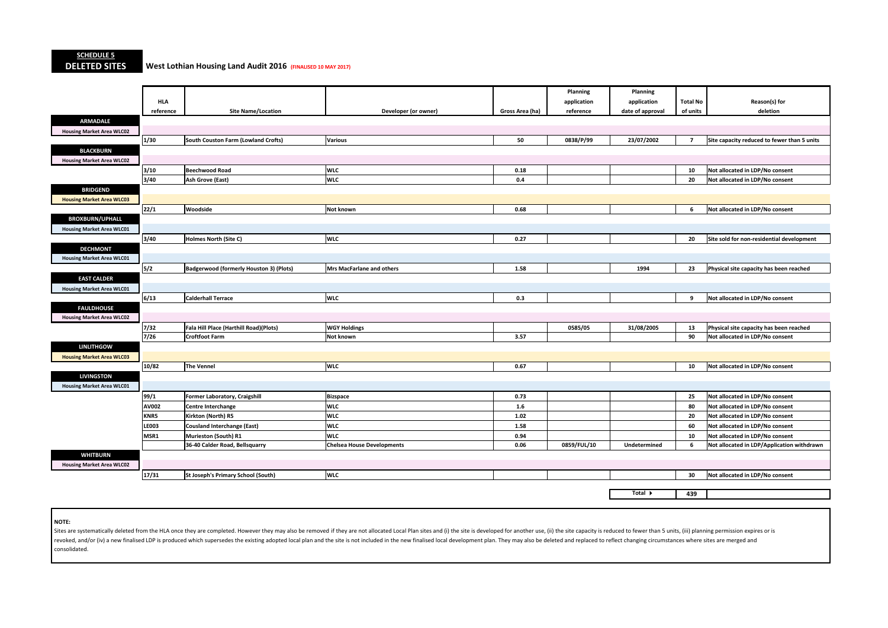**SCHEDULE 5**

**DELETED SITES**

**West Lothian Housing Land Audit 2016** (FINALISED 10 MAY 2017)

| | HLA reference | Site Name/Location | Developer (or owner) | Gross Area (ha) | Planning application reference | Planning application date of approval | Total No of units | Reason(s) for deletion |
|---|---|---|---|---|---|---|---|---|
| **ARMADALE** | | | | | | | | |
| Housing Market Area WLC02 | | | | | | | | |
| | 1/30 | South Couston Farm (Lowland Crofts) | Various | 50 | 0838/P/99 | 23/07/2002 | 7 | Site capacity reduced to fewer than 5 units |
| **BLACKBURN** | | | | | | | | |
| Housing Market Area WLC02 | | | | | | | | |
| | 3/10 | Beechwood Road | WLC | 0.18 | | | 10 | Not allocated in LDP/No consent |
| | 3/40 | Ash Grove (East) | WLC | 0.4 | | | 20 | Not allocated in LDP/No consent |
| **BRIDGEND** | | | | | | | | |
| Housing Market Area WLC03 | | | | | | | | |
| | 22/1 | Woodside | Not known | 0.68 | | | 6 | Not allocated in LDP/No consent |
| **BROXBURN/UPHALL** | | | | | | | | |
| Housing Market Area WLC01 | | | | | | | | |
| | 3/40 | Holmes North (Site C) | WLC | 0.27 | | | 20 | Site sold for non-residential development |
| **DECHMONT** | | | | | | | | |
| Housing Market Area WLC01 | | | | | | | | |
| | 5/2 | Badgerwood (formerly Houston 3) (Plots) | Mrs MacFarlane and others | 1.58 | | 1994 | 23 | Physical site capacity has been reached |
| **EAST CALDER** | | | | | | | | |
| Housing Market Area WLC01 | | | | | | | | |
| | 6/13 | Calderhall Terrace | WLC | 0.3 | | | 9 | Not allocated in LDP/No consent |
| **FAULDHOUSE** | | | | | | | | |
| Housing Market Area WLC02 | | | | | | | | |
| | 7/32 | Fala Hill Place (Harthill Road)(Plots) | WGY Holdings | | 0585/05 | 31/08/2005 | 13 | Physical site capacity has been reached |
| | 7/26 | Croftfoot Farm | Not known | 3.57 | | | 90 | Not allocated in LDP/No consent |
| **LINLITHGOW** | | | | | | | | |
| Housing Market Area WLC03 | | | | | | | | |
| | 10/82 | The Vennel | WLC | 0.67 | | | 10 | Not allocated in LDP/No consent |
| **LIVINGSTON** | | | | | | | | |
| Housing Market Area WLC01 | | | | | | | | |
| | 99/1 | Former Laboratory, Craigshill | Bizspace | 0.73 | | | 25 | Not allocated in LDP/No consent |
| | AV002 | Centre Interchange | WLC | 1.6 | | | 80 | Not allocated in LDP/No consent |
| | KNR5 | Kirkton (North) R5 | WLC | 1.02 | | | 20 | Not allocated in LDP/No consent |
| | LE003 | Cousland Interchange (East) | WLC | 1.58 | | | 60 | Not allocated in LDP/No consent |
| | MSR1 | Murieston (South) R1 | WLC | 0.94 | | | 10 | Not allocated in LDP/No consent |
| | | 36-40 Calder Road, Bellsquarry | Chelsea House Developments | 0.06 | 0859/FUL/10 | Undetermined | 6 | Not allocated in LDP/Application withdrawn |
| **WHITBURN** | | | | | | | | |
| Housing Market Area WLC02 | | | | | | | | |
| | 17/31 | St Joseph's Primary School (South) | WLC | | | | 30 | Not allocated in LDP/No consent |
| | | | | | | Total ▸ | 439 | |

**NOTE:**

Sites are systematically deleted from the HLA once they are completed. However they may also be removed if they are not allocated Local Plan sites and (i) the site is developed for another use, (ii) the site capacity is reduced to fewer than 5 units, (iii) planning permission expires or is revoked, and/or (iv) a new finalised LDP is produced which supersedes the existing adopted local plan and the site is not included in the new finalised local development plan. They may also be deleted and replaced to reflect changing circumstances where sites are merged and consolidated.